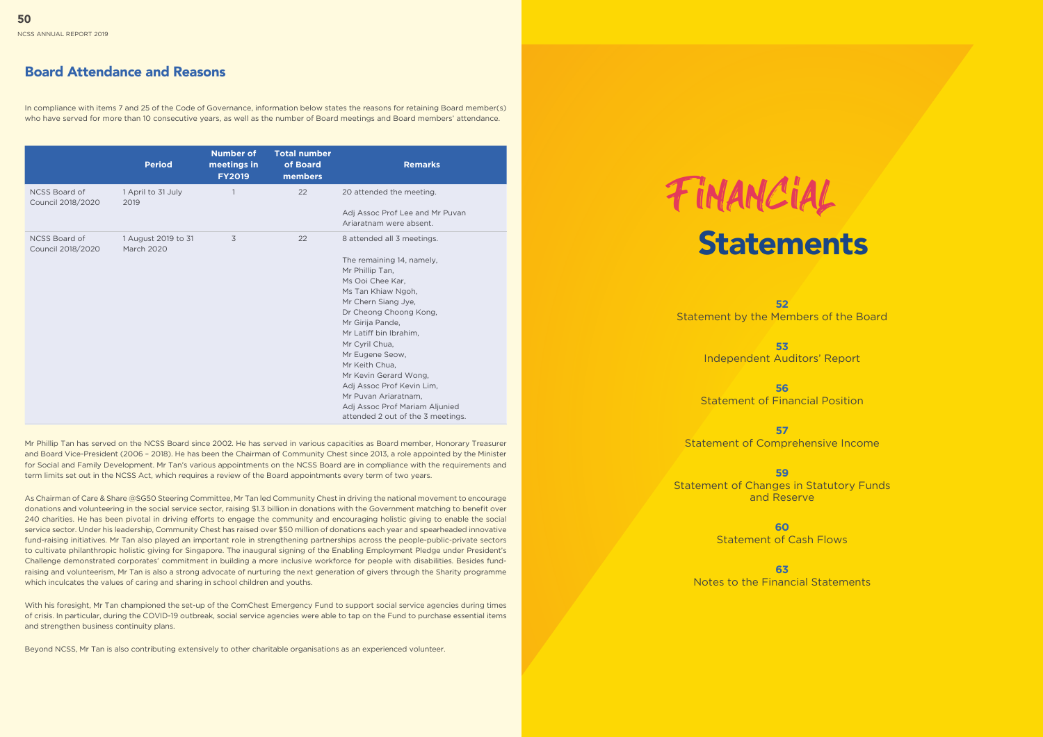## Board Attendance and Reasons

In compliance with items 7 and 25 of the Code of Governance, information below states the reasons for retaining Board member(s) who have served for more than 10 consecutive years, as well as the number of Board meetings and Board members' attendance.

| | Period | Number of meetings in FY2019 | Total number of Board members | Remarks |
|---|---|---|---|---|
| NCSS Board of Council 2018/2020 | 1 April to 31 July 2019 | 1 | 22 | 20 attended the meeting.<br><br>Adj Assoc Prof Lee and Mr Puvan Ariaratnam were absent. |
| NCSS Board of Council 2018/2020 | 1 August 2019 to 31 March 2020 | 3 | 22 | 8 attended all 3 meetings.<br><br>The remaining 14, namely, Mr Phillip Tan, Ms Ooi Chee Kar, Ms Tan Khiaw Ngoh, Mr Chern Siang Jye, Dr Cheong Choong Kong, Mr Girija Pande, Mr Latiff bin Ibrahim, Mr Cyril Chua, Mr Eugene Seow, Mr Keith Chua, Mr Kevin Gerard Wong, Adj Assoc Prof Kevin Lim, Mr Puvan Ariaratnam, Adj Assoc Prof Mariam Aljunied attended 2 out of the 3 meetings. |

Mr Phillip Tan has served on the NCSS Board since 2002. He has served in various capacities as Board member, Honorary Treasurer and Board Vice-President (2006 – 2018). He has been the Chairman of Community Chest since 2013, a role appointed by the Minister for Social and Family Development. Mr Tan's various appointments on the NCSS Board are in compliance with the requirements and term limits set out in the NCSS Act, which requires a review of the Board appointments every term of two years.

As Chairman of Care & Share @SG50 Steering Committee, Mr Tan led Community Chest in driving the national movement to encourage donations and volunteering in the social service sector, raising $1.3 billion in donations with the Government matching to benefit over 240 charities. He has been pivotal in driving efforts to engage the community and encouraging holistic giving to enable the social service sector. Under his leadership, Community Chest has raised over $50 million of donations each year and spearheaded innovative fund-raising initiatives. Mr Tan also played an important role in strengthening partnerships across the people-public-private sectors to cultivate philanthropic holistic giving for Singapore. The inaugural signing of the Enabling Employment Pledge under President's Challenge demonstrated corporates' commitment in building a more inclusive workforce for people with disabilities. Besides fund-raising and volunteerism, Mr Tan is also a strong advocate of nurturing the next generation of givers through the Sharity programme which inculcates the values of caring and sharing in school children and youths.

With his foresight, Mr Tan championed the set-up of the ComChest Emergency Fund to support social service agencies during times of crisis. In particular, during the COVID-19 outbreak, social service agencies were able to tap on the Fund to purchase essential items and strengthen business continuity plans.

Beyond NCSS, Mr Tan is also contributing extensively to other charitable organisations as an experienced volunteer.

# Financial Statements

**52** Statement by the Members of the Board

**53** Independent Auditors' Report

**56** Statement of Financial Position

**57** Statement of Comprehensive Income

**59** Statement of Changes in Statutory Funds and Reserve

**60** Statement of Cash Flows

**63** Notes to the Financial Statements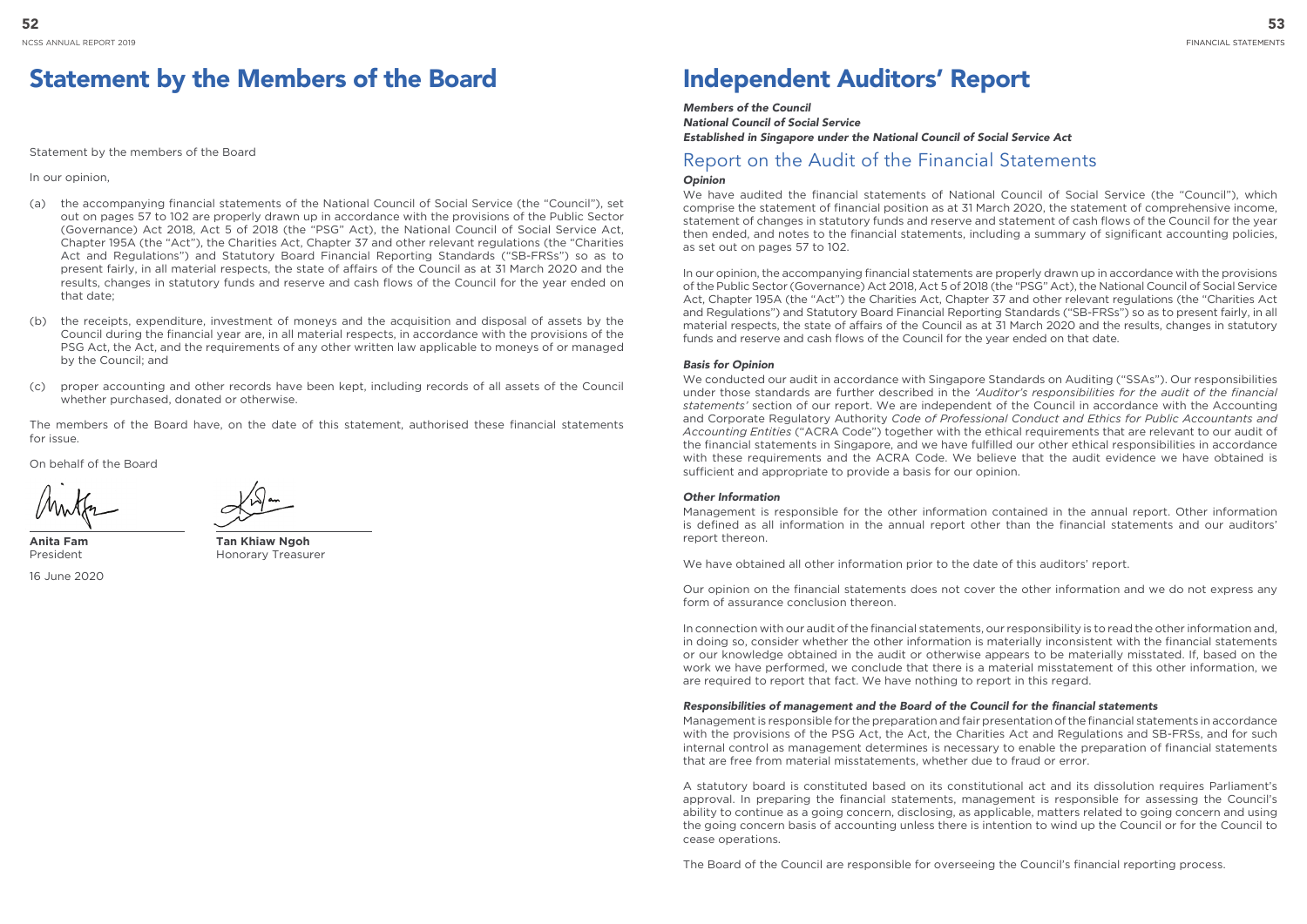# Statement by the Members of the Board

Statement by the members of the Board

In our opinion,

(a) the accompanying financial statements of the National Council of Social Service (the "Council"), set out on pages 57 to 102 are properly drawn up in accordance with the provisions of the Public Sector (Governance) Act 2018, Act 5 of 2018 (the "PSG" Act), the National Council of Social Service Act, Chapter 195A (the "Act"), the Charities Act, Chapter 37 and other relevant regulations (the "Charities Act and Regulations") and Statutory Board Financial Reporting Standards ("SB-FRSs") so as to present fairly, in all material respects, the state of affairs of the Council as at 31 March 2020 and the results, changes in statutory funds and reserve and cash flows of the Council for the year ended on that date;

(b) the receipts, expenditure, investment of moneys and the acquisition and disposal of assets by the Council during the financial year are, in all material respects, in accordance with the provisions of the PSG Act, the Act, and the requirements of any other written law applicable to moneys of or managed by the Council; and

(c) proper accounting and other records have been kept, including records of all assets of the Council whether purchased, donated or otherwise.

The members of the Board have, on the date of this statement, authorised these financial statements for issue.

On behalf of the Board

**Anita Fam**
President

**Tan Khiaw Ngoh**
Honorary Treasurer

16 June 2020

# Independent Auditors' Report

***Members of the Council***
***National Council of Social Service***
***Established in Singapore under the National Council of Social Service Act***

## Report on the Audit of the Financial Statements

### *Opinion*

We have audited the financial statements of National Council of Social Service (the "Council"), which comprise the statement of financial position as at 31 March 2020, the statement of comprehensive income, statement of changes in statutory funds and reserve and statement of cash flows of the Council for the year then ended, and notes to the financial statements, including a summary of significant accounting policies, as set out on pages 57 to 102.

In our opinion, the accompanying financial statements are properly drawn up in accordance with the provisions of the Public Sector (Governance) Act 2018, Act 5 of 2018 (the "PSG" Act), the National Council of Social Service Act, Chapter 195A (the "Act") the Charities Act, Chapter 37 and other relevant regulations (the "Charities Act and Regulations") and Statutory Board Financial Reporting Standards ("SB-FRSs") so as to present fairly, in all material respects, the state of affairs of the Council as at 31 March 2020 and the results, changes in statutory funds and reserve and cash flows of the Council for the year ended on that date.

### *Basis for Opinion*

We conducted our audit in accordance with Singapore Standards on Auditing ("SSAs"). Our responsibilities under those standards are further described in the *'Auditor's responsibilities for the audit of the financial statements'* section of our report. We are independent of the Council in accordance with the Accounting and Corporate Regulatory Authority *Code of Professional Conduct and Ethics for Public Accountants and Accounting Entities* ("ACRA Code") together with the ethical requirements that are relevant to our audit of the financial statements in Singapore, and we have fulfilled our other ethical responsibilities in accordance with these requirements and the ACRA Code. We believe that the audit evidence we have obtained is sufficient and appropriate to provide a basis for our opinion.

### *Other Information*

Management is responsible for the other information contained in the annual report. Other information is defined as all information in the annual report other than the financial statements and our auditors' report thereon.

We have obtained all other information prior to the date of this auditors' report.

Our opinion on the financial statements does not cover the other information and we do not express any form of assurance conclusion thereon.

In connection with our audit of the financial statements, our responsibility is to read the other information and, in doing so, consider whether the other information is materially inconsistent with the financial statements or our knowledge obtained in the audit or otherwise appears to be materially misstated. If, based on the work we have performed, we conclude that there is a material misstatement of this other information, we are required to report that fact. We have nothing to report in this regard.

### *Responsibilities of management and the Board of the Council for the financial statements*

Management is responsible for the preparation and fair presentation of the financial statements in accordance with the provisions of the PSG Act, the Act, the Charities Act and Regulations and SB-FRSs, and for such internal control as management determines is necessary to enable the preparation of financial statements that are free from material misstatements, whether due to fraud or error.

A statutory board is constituted based on its constitutional act and its dissolution requires Parliament's approval. In preparing the financial statements, management is responsible for assessing the Council's ability to continue as a going concern, disclosing, as applicable, matters related to going concern and using the going concern basis of accounting unless there is intention to wind up the Council or for the Council to cease operations.

The Board of the Council are responsible for overseeing the Council's financial reporting process.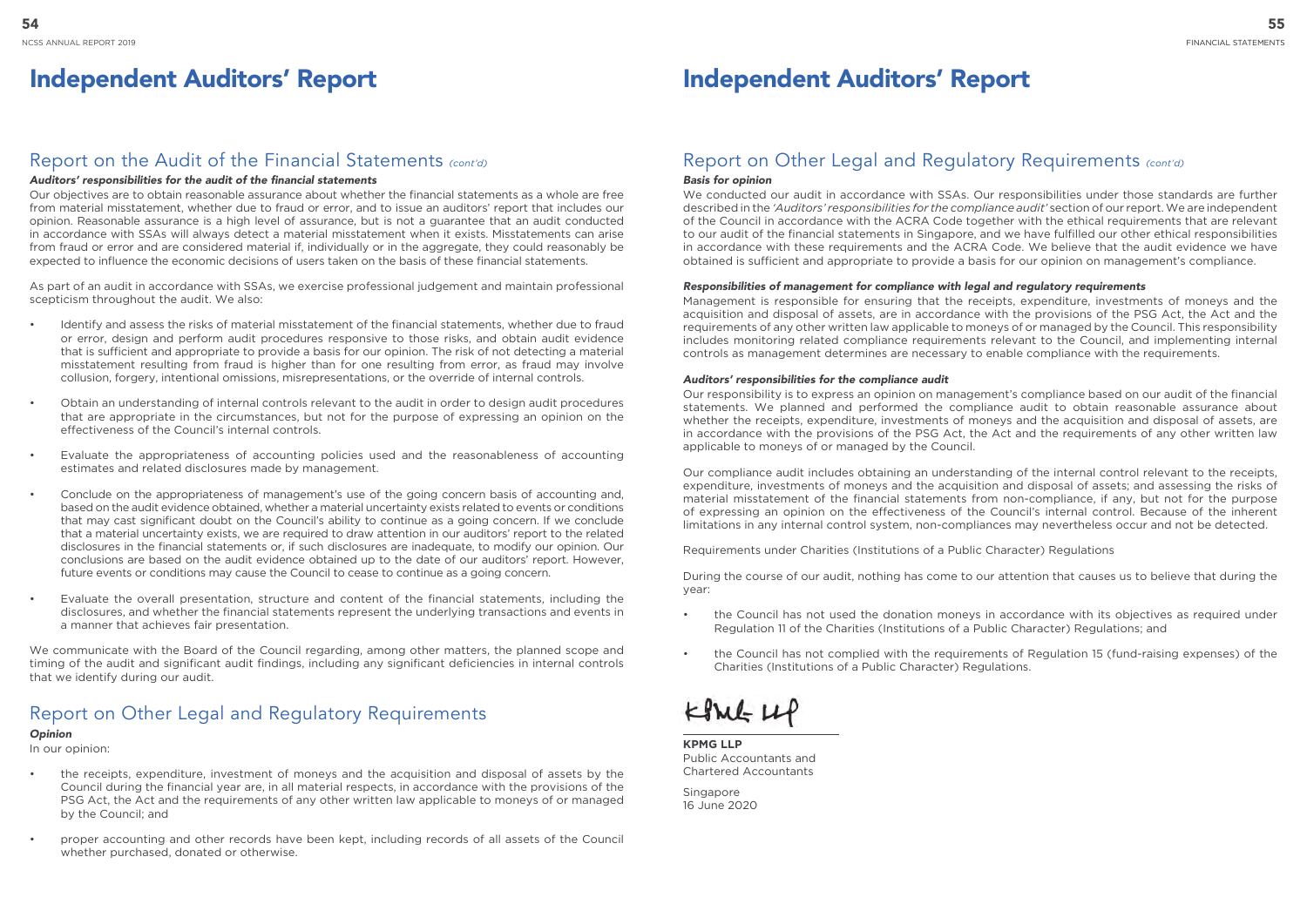# Independent Auditors' Report

## Report on the Audit of the Financial Statements *(cont'd)*

***Auditors' responsibilities for the audit of the financial statements***

Our objectives are to obtain reasonable assurance about whether the financial statements as a whole are free from material misstatement, whether due to fraud or error, and to issue an auditors' report that includes our opinion. Reasonable assurance is a high level of assurance, but is not a guarantee that an audit conducted in accordance with SSAs will always detect a material misstatement when it exists. Misstatements can arise from fraud or error and are considered material if, individually or in the aggregate, they could reasonably be expected to influence the economic decisions of users taken on the basis of these financial statements.

As part of an audit in accordance with SSAs, we exercise professional judgement and maintain professional scepticism throughout the audit. We also:

- Identify and assess the risks of material misstatement of the financial statements, whether due to fraud or error, design and perform audit procedures responsive to those risks, and obtain audit evidence that is sufficient and appropriate to provide a basis for our opinion. The risk of not detecting a material misstatement resulting from fraud is higher than for one resulting from error, as fraud may involve collusion, forgery, intentional omissions, misrepresentations, or the override of internal controls.

- Obtain an understanding of internal controls relevant to the audit in order to design audit procedures that are appropriate in the circumstances, but not for the purpose of expressing an opinion on the effectiveness of the Council's internal controls.

- Evaluate the appropriateness of accounting policies used and the reasonableness of accounting estimates and related disclosures made by management.

- Conclude on the appropriateness of management's use of the going concern basis of accounting and, based on the audit evidence obtained, whether a material uncertainty exists related to events or conditions that may cast significant doubt on the Council's ability to continue as a going concern. If we conclude that a material uncertainty exists, we are required to draw attention in our auditors' report to the related disclosures in the financial statements or, if such disclosures are inadequate, to modify our opinion. Our conclusions are based on the audit evidence obtained up to the date of our auditors' report. However, future events or conditions may cause the Council to cease to continue as a going concern.

- Evaluate the overall presentation, structure and content of the financial statements, including the disclosures, and whether the financial statements represent the underlying transactions and events in a manner that achieves fair presentation.

We communicate with the Board of the Council regarding, among other matters, the planned scope and timing of the audit and significant audit findings, including any significant deficiencies in internal controls that we identify during our audit.

## Report on Other Legal and Regulatory Requirements

***Opinion***

In our opinion:

- the receipts, expenditure, investment of moneys and the acquisition and disposal of assets by the Council during the financial year are, in all material respects, in accordance with the provisions of the PSG Act, the Act and the requirements of any other written law applicable to moneys of or managed by the Council; and

- proper accounting and other records have been kept, including records of all assets of the Council whether purchased, donated or otherwise.

## Report on Other Legal and Regulatory Requirements *(cont'd)*

***Basis for opinion***

We conducted our audit in accordance with SSAs. Our responsibilities under those standards are further described in the *'Auditors' responsibilities for the compliance audit'* section of our report. We are independent of the Council in accordance with the ACRA Code together with the ethical requirements that are relevant to our audit of the financial statements in Singapore, and we have fulfilled our other ethical responsibilities in accordance with these requirements and the ACRA Code. We believe that the audit evidence we have obtained is sufficient and appropriate to provide a basis for our opinion on management's compliance.

***Responsibilities of management for compliance with legal and regulatory requirements***

Management is responsible for ensuring that the receipts, expenditure, investments of moneys and the acquisition and disposal of assets, are in accordance with the provisions of the PSG Act, the Act and the requirements of any other written law applicable to moneys of or managed by the Council. This responsibility includes monitoring related compliance requirements relevant to the Council, and implementing internal controls as management determines are necessary to enable compliance with the requirements.

***Auditors' responsibilities for the compliance audit***

Our responsibility is to express an opinion on management's compliance based on our audit of the financial statements. We planned and performed the compliance audit to obtain reasonable assurance about whether the receipts, expenditure, investments of moneys and the acquisition and disposal of assets, are in accordance with the provisions of the PSG Act, the Act and the requirements of any other written law applicable to moneys of or managed by the Council.

Our compliance audit includes obtaining an understanding of the internal control relevant to the receipts, expenditure, investments of moneys and the acquisition and disposal of assets; and assessing the risks of material misstatement of the financial statements from non-compliance, if any, but not for the purpose of expressing an opinion on the effectiveness of the Council's internal control. Because of the inherent limitations in any internal control system, non-compliances may nevertheless occur and not be detected.

Requirements under Charities (Institutions of a Public Character) Regulations

During the course of our audit, nothing has come to our attention that causes us to believe that during the year:

- the Council has not used the donation moneys in accordance with its objectives as required under Regulation 11 of the Charities (Institutions of a Public Character) Regulations; and

- the Council has not complied with the requirements of Regulation 15 (fund-raising expenses) of the Charities (Institutions of a Public Character) Regulations.

**KPMG LLP**
Public Accountants and
Chartered Accountants

Singapore
16 June 2020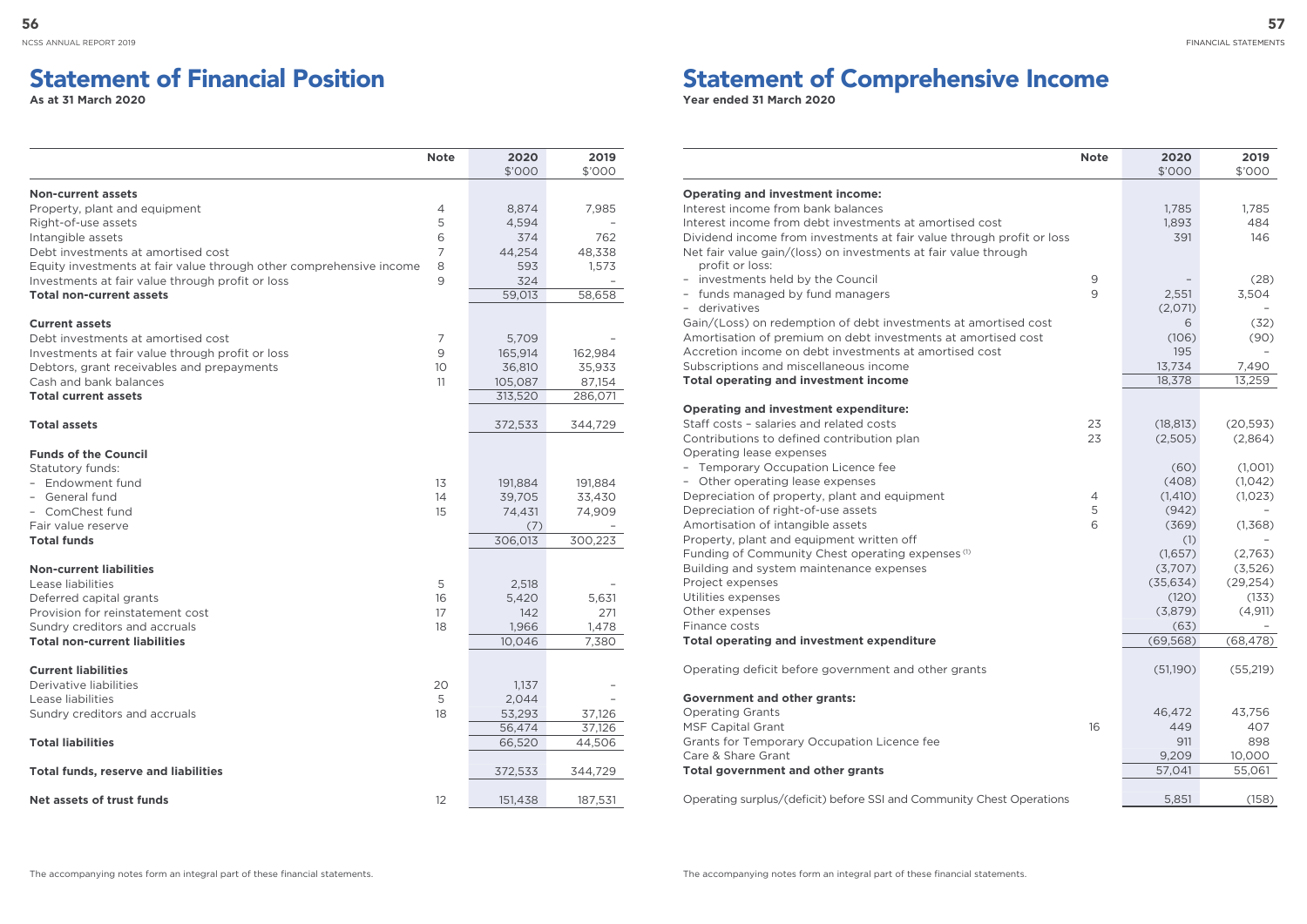# Statement of Financial Position

**As at 31 March 2020**

| | Note | 2020 $'000 | 2019 $'000 |
|---|---|---|---|
| **Non-current assets** | | | |
| Property, plant and equipment | 4 | 8,874 | 7,985 |
| Right-of-use assets | 5 | 4,594 | – |
| Intangible assets | 6 | 374 | 762 |
| Debt investments at amortised cost | 7 | 44,254 | 48,338 |
| Equity investments at fair value through other comprehensive income | 8 | 593 | 1,573 |
| Investments at fair value through profit or loss | 9 | 324 | – |
| **Total non-current assets** | | 59,013 | 58,658 |
| **Current assets** | | | |
| Debt investments at amortised cost | 7 | 5,709 | – |
| Investments at fair value through profit or loss | 9 | 165,914 | 162,984 |
| Debtors, grant receivables and prepayments | 10 | 36,810 | 35,933 |
| Cash and bank balances | 11 | 105,087 | 87,154 |
| **Total current assets** | | 313,520 | 286,071 |
| **Total assets** | | 372,533 | 344,729 |
| **Funds of the Council** | | | |
| Statutory funds: | | | |
| – Endowment fund | 13 | 191,884 | 191,884 |
| – General fund | 14 | 39,705 | 33,430 |
| – ComChest fund | 15 | 74,431 | 74,909 |
| Fair value reserve | | (7) | – |
| **Total funds** | | 306,013 | 300,223 |
| **Non-current liabilities** | | | |
| Lease liabilities | 5 | 2,518 | – |
| Deferred capital grants | 16 | 5,420 | 5,631 |
| Provision for reinstatement cost | 17 | 142 | 271 |
| Sundry creditors and accruals | 18 | 1,966 | 1,478 |
| **Total non-current liabilities** | | 10,046 | 7,380 |
| **Current liabilities** | | | |
| Derivative liabilities | 20 | 1,137 | – |
| Lease liabilities | 5 | 2,044 | – |
| Sundry creditors and accruals | 18 | 53,293 | 37,126 |
| | | 56,474 | 37,126 |
| **Total liabilities** | | 66,520 | 44,506 |
| **Total funds, reserve and liabilities** | | 372,533 | 344,729 |
| **Net assets of trust funds** | 12 | 151,438 | 187,531 |

The accompanying notes form an integral part of these financial statements.

# Statement of Comprehensive Income

**Year ended 31 March 2020**

| | Note | 2020 $'000 | 2019 $'000 |
|---|---|---|---|
| **Operating and investment income:** | | | |
| Interest income from bank balances | | 1,785 | 1,785 |
| Interest income from debt investments at amortised cost | | 1,893 | 484 |
| Dividend income from investments at fair value through profit or loss | | 391 | 146 |
| Net fair value gain/(loss) on investments at fair value through profit or loss: | | | |
| – investments held by the Council | 9 | – | (28) |
| – funds managed by fund managers | 9 | 2,551 | 3,504 |
| – derivatives | | (2,071) | – |
| Gain/(Loss) on redemption of debt investments at amortised cost | | 6 | (32) |
| Amortisation of premium on debt investments at amortised cost | | (106) | (90) |
| Accretion income on debt investments at amortised cost | | 195 | – |
| Subscriptions and miscellaneous income | | 13,734 | 7,490 |
| **Total operating and investment income** | | 18,378 | 13,259 |
| **Operating and investment expenditure:** | | | |
| Staff costs – salaries and related costs | 23 | (18,813) | (20,593) |
| Contributions to defined contribution plan | 23 | (2,505) | (2,864) |
| Operating lease expenses | | | |
| – Temporary Occupation Licence fee | | (60) | (1,001) |
| – Other operating lease expenses | | (408) | (1,042) |
| Depreciation of property, plant and equipment | 4 | (1,410) | (1,023) |
| Depreciation of right-of-use assets | 5 | (942) | – |
| Amortisation of intangible assets | 6 | (369) | (1,368) |
| Property, plant and equipment written off | | (1) | – |
| Funding of Community Chest operating expenses [1] | | (1,657) | (2,763) |
| Building and system maintenance expenses | | (3,707) | (3,526) |
| Project expenses | | (35,634) | (29,254) |
| Utilities expenses | | (120) | (133) |
| Other expenses | | (3,879) | (4,911) |
| Finance costs | | (63) | – |
| **Total operating and investment expenditure** | | (69,568) | (68,478) |
| Operating deficit before government and other grants | | (51,190) | (55,219) |
| **Government and other grants:** | | | |
| Operating Grants | | 46,472 | 43,756 |
| MSF Capital Grant | 16 | 449 | 407 |
| Grants for Temporary Occupation Licence fee | | 911 | 898 |
| Care & Share Grant | | 9,209 | 10,000 |
| **Total government and other grants** | | 57,041 | 55,061 |
| Operating surplus/(deficit) before SSI and Community Chest Operations | | 5,851 | (158) |

The accompanying notes form an integral part of these financial statements.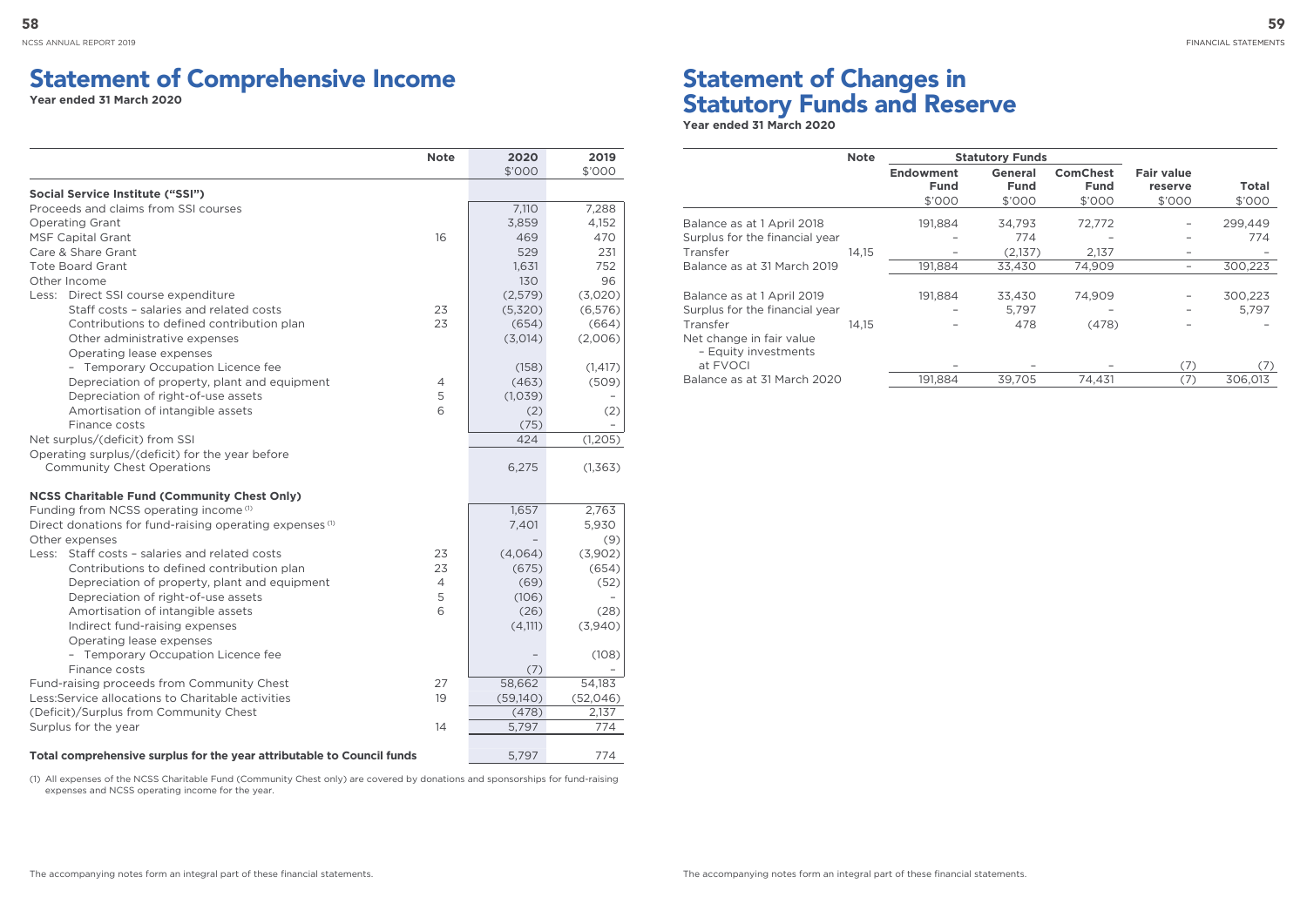# Statement of Comprehensive Income

**Year ended 31 March 2020**

| | Note | 2020 $'000 | 2019 $'000 |
|---|---|---|---|
| **Social Service Institute ("SSI")** | | | |
| Proceeds and claims from SSI courses | | 7,110 | 7,288 |
| Operating Grant | | 3,859 | 4,152 |
| MSF Capital Grant | 16 | 469 | 470 |
| Care & Share Grant | | 529 | 231 |
| Tote Board Grant | | 1,631 | 752 |
| Other Income | | 130 | 96 |
| Less: Direct SSI course expenditure | | (2,579) | (3,020) |
| Staff costs – salaries and related costs | 23 | (5,320) | (6,576) |
| Contributions to defined contribution plan | 23 | (654) | (664) |
| Other administrative expenses | | (3,014) | (2,006) |
| Operating lease expenses | | | |
| – Temporary Occupation Licence fee | | (158) | (1,417) |
| Depreciation of property, plant and equipment | 4 | (463) | (509) |
| Depreciation of right-of-use assets | 5 | (1,039) | – |
| Amortisation of intangible assets | 6 | (2) | (2) |
| Finance costs | | (75) | – |
| Net surplus/(deficit) from SSI | | 424 | (1,205) |
| Operating surplus/(deficit) for the year before Community Chest Operations | | 6,275 | (1,363) |
| | | | |
| **NCSS Charitable Fund (Community Chest Only)** | | | |
| Funding from NCSS operating income [1] | | 1,657 | 2,763 |
| Direct donations for fund-raising operating expenses [1] | | 7,401 | 5,930 |
| Other expenses | | – | (9) |
| Less: Staff costs – salaries and related costs | 23 | (4,064) | (3,902) |
| Contributions to defined contribution plan | 23 | (675) | (654) |
| Depreciation of property, plant and equipment | 4 | (69) | (52) |
| Depreciation of right-of-use assets | 5 | (106) | – |
| Amortisation of intangible assets | 6 | (26) | (28) |
| Indirect fund-raising expenses | | (4,111) | (3,940) |
| Operating lease expenses | | | |
| – Temporary Occupation Licence fee | | – | (108) |
| Finance costs | | (7) | – |
| Fund-raising proceeds from Community Chest | 27 | 58,662 | 54,183 |
| Less:Service allocations to Charitable activities | 19 | (59,140) | (52,046) |
| (Deficit)/Surplus from Community Chest | | (478) | 2,137 |
| Surplus for the year | 14 | 5,797 | 774 |
| | | | |
| **Total comprehensive surplus for the year attributable to Council funds** | | 5,797 | 774 |

(1) All expenses of the NCSS Charitable Fund (Community Chest only) are covered by donations and sponsorships for fund-raising expenses and NCSS operating income for the year.

The accompanying notes form an integral part of these financial statements.

# Statement of Changes in Statutory Funds and Reserve

**Year ended 31 March 2020**

| | Note | Statutory Funds | | | | |
|---|---|---|---|---|---|---|
| | | Endowment Fund $'000 | General Fund $'000 | ComChest Fund $'000 | Fair value reserve $'000 | Total $'000 |
| Balance as at 1 April 2018 | | 191,884 | 34,793 | 72,772 | – | 299,449 |
| Surplus for the financial year | | – | 774 | – | – | 774 |
| Transfer | 14,15 | – | (2,137) | 2,137 | – | – |
| Balance as at 31 March 2019 | | 191,884 | 33,430 | 74,909 | – | 300,223 |
| | | | | | | |
| Balance as at 1 April 2019 | | 191,884 | 33,430 | 74,909 | – | 300,223 |
| Surplus for the financial year | | – | 5,797 | – | – | 5,797 |
| Transfer | 14,15 | – | 478 | (478) | – | – |
| Net change in fair value – Equity investments at FVOCI | | – | – | – | (7) | (7) |
| Balance as at 31 March 2020 | | 191,884 | 39,705 | 74,431 | (7) | 306,013 |

The accompanying notes form an integral part of these financial statements.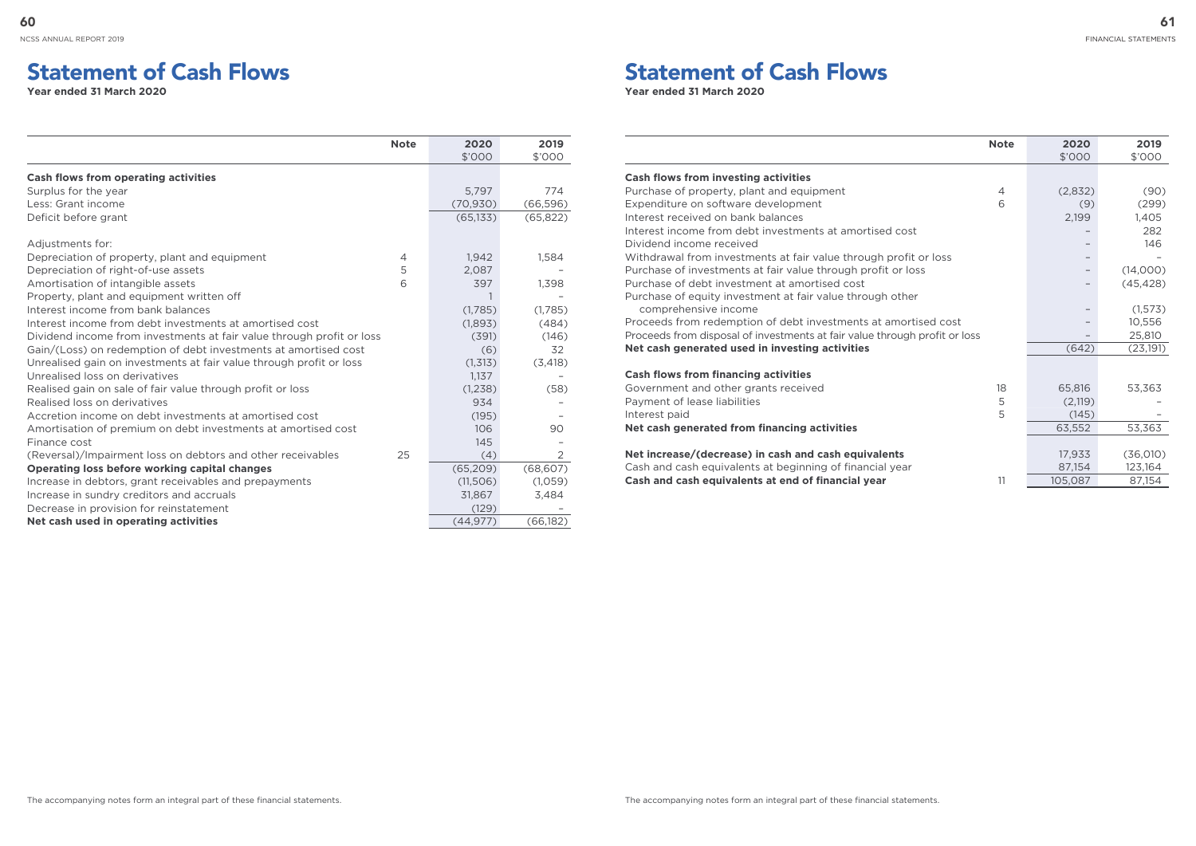# Statement of Cash Flows

**Year ended 31 March 2020**

| | Note | 2020 $'000 | 2019 $'000 |
|---|---|---|---|
| **Cash flows from operating activities** | | | |
| Surplus for the year | | 5,797 | 774 |
| Less: Grant income | | (70,930) | (66,596) |
| Deficit before grant | | (65,133) | (65,822) |
| | | | |
| Adjustments for: | | | |
| Depreciation of property, plant and equipment | 4 | 1,942 | 1,584 |
| Depreciation of right-of-use assets | 5 | 2,087 | – |
| Amortisation of intangible assets | 6 | 397 | 1,398 |
| Property, plant and equipment written off | | 1 | – |
| Interest income from bank balances | | (1,785) | (1,785) |
| Interest income from debt investments at amortised cost | | (1,893) | (484) |
| Dividend income from investments at fair value through profit or loss | | (391) | (146) |
| Gain/(Loss) on redemption of debt investments at amortised cost | | (6) | 32 |
| Unrealised gain on investments at fair value through profit or loss | | (1,313) | (3,418) |
| Unrealised loss on derivatives | | 1,137 | – |
| Realised gain on sale of fair value through profit or loss | | (1,238) | (58) |
| Realised loss on derivatives | | 934 | – |
| Accretion income on debt investments at amortised cost | | (195) | – |
| Amortisation of premium on debt investments at amortised cost | | 106 | 90 |
| Finance cost | | 145 | – |
| (Reversal)/Impairment loss on debtors and other receivables | 25 | (4) | 2 |
| **Operating loss before working capital changes** | | (65,209) | (68,607) |
| Increase in debtors, grant receivables and prepayments | | (11,506) | (1,059) |
| Increase in sundry creditors and accruals | | 31,867 | 3,484 |
| Decrease in provision for reinstatement | | (129) | – |
| **Net cash used in operating activities** | | (44,977) | (66,182) |

| | Note | 2020 $'000 | 2019 $'000 |
|---|---|---|---|
| **Cash flows from investing activities** | | | |
| Purchase of property, plant and equipment | 4 | (2,832) | (90) |
| Expenditure on software development | 6 | (9) | (299) |
| Interest received on bank balances | | 2,199 | 1,405 |
| Interest income from debt investments at amortised cost | | – | 282 |
| Dividend income received | | – | 146 |
| Withdrawal from investments at fair value through profit or loss | | – | – |
| Purchase of investments at fair value through profit or loss | | – | (14,000) |
| Purchase of debt investment at amortised cost | | – | (45,428) |
| Purchase of equity investment at fair value through other comprehensive income | | – | (1,573) |
| Proceeds from redemption of debt investments at amortised cost | | – | 10,556 |
| Proceeds from disposal of investments at fair value through profit or loss | | – | 25,810 |
| **Net cash generated used in investing activities** | | (642) | (23,191) |
| | | | |
| **Cash flows from financing activities** | | | |
| Government and other grants received | 18 | 65,816 | 53,363 |
| Payment of lease liabilities | 5 | (2,119) | – |
| Interest paid | 5 | (145) | – |
| **Net cash generated from financing activities** | | 63,552 | 53,363 |
| | | | |
| **Net increase/(decrease) in cash and cash equivalents** | | 17,933 | (36,010) |
| Cash and cash equivalents at beginning of financial year | | 87,154 | 123,164 |
| **Cash and cash equivalents at end of financial year** | 11 | 105,087 | 87,154 |

The accompanying notes form an integral part of these financial statements.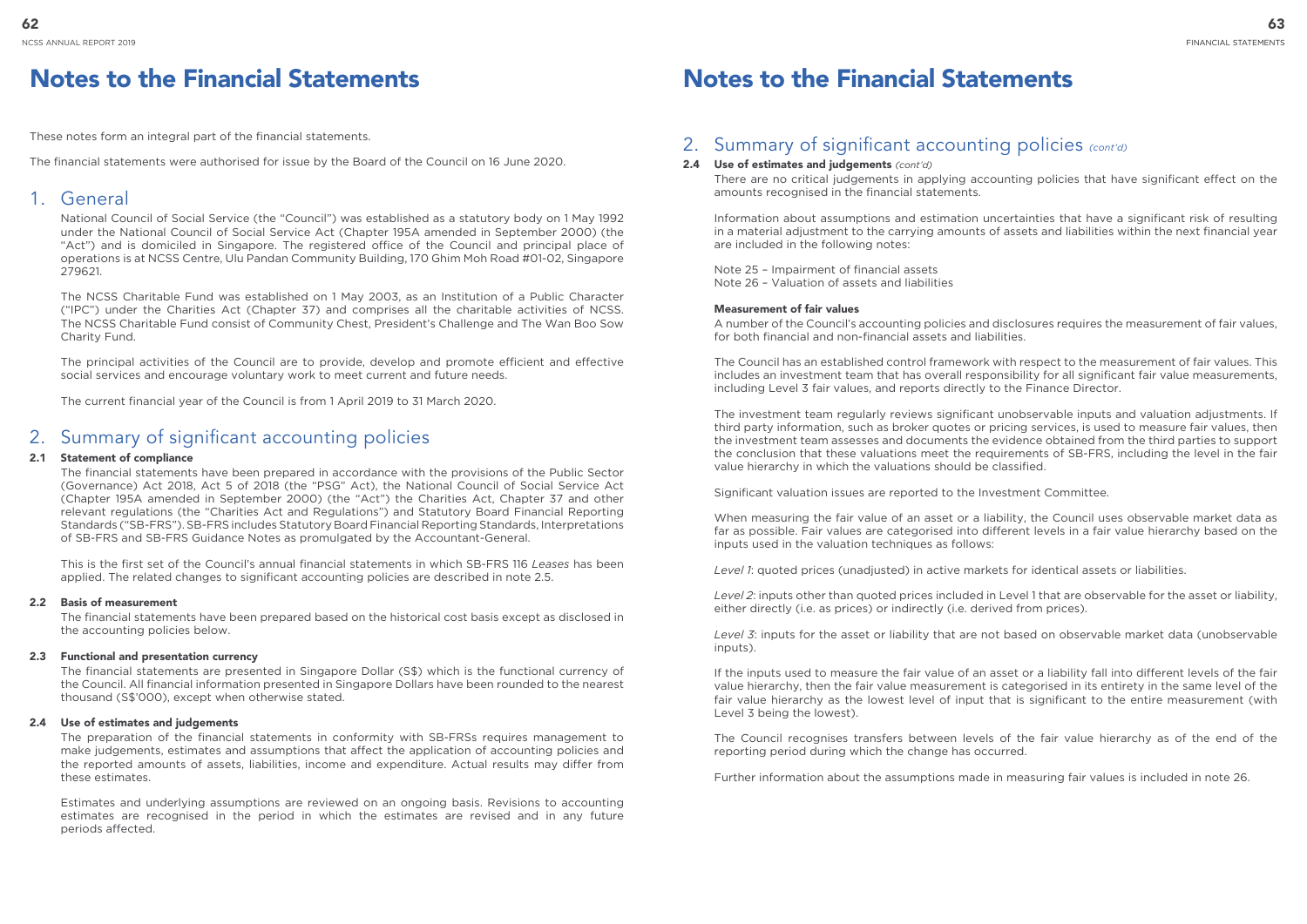# Notes to the Financial Statements

These notes form an integral part of the financial statements.

The financial statements were authorised for issue by the Board of the Council on 16 June 2020.

## 1. General

National Council of Social Service (the "Council") was established as a statutory body on 1 May 1992 under the National Council of Social Service Act (Chapter 195A amended in September 2000) (the "Act") and is domiciled in Singapore. The registered office of the Council and principal place of operations is at NCSS Centre, Ulu Pandan Community Building, 170 Ghim Moh Road #01-02, Singapore 279621.

The NCSS Charitable Fund was established on 1 May 2003, as an Institution of a Public Character ("IPC") under the Charities Act (Chapter 37) and comprises all the charitable activities of NCSS. The NCSS Charitable Fund consist of Community Chest, President's Challenge and The Wan Boo Sow Charity Fund.

The principal activities of the Council are to provide, develop and promote efficient and effective social services and encourage voluntary work to meet current and future needs.

The current financial year of the Council is from 1 April 2019 to 31 March 2020.

## 2. Summary of significant accounting policies

### 2.1 Statement of compliance

The financial statements have been prepared in accordance with the provisions of the Public Sector (Governance) Act 2018, Act 5 of 2018 (the "PSG" Act), the National Council of Social Service Act (Chapter 195A amended in September 2000) (the "Act") the Charities Act, Chapter 37 and other relevant regulations (the "Charities Act and Regulations") and Statutory Board Financial Reporting Standards ("SB-FRS"). SB-FRS includes Statutory Board Financial Reporting Standards, Interpretations of SB-FRS and SB-FRS Guidance Notes as promulgated by the Accountant-General.

This is the first set of the Council's annual financial statements in which SB-FRS 116 *Leases* has been applied. The related changes to significant accounting policies are described in note 2.5.

### 2.2 Basis of measurement

The financial statements have been prepared based on the historical cost basis except as disclosed in the accounting policies below.

### 2.3 Functional and presentation currency

The financial statements are presented in Singapore Dollar (S$) which is the functional currency of the Council. All financial information presented in Singapore Dollars have been rounded to the nearest thousand (S$'000), except when otherwise stated.

### 2.4 Use of estimates and judgements

The preparation of the financial statements in conformity with SB-FRSs requires management to make judgements, estimates and assumptions that affect the application of accounting policies and the reported amounts of assets, liabilities, income and expenditure. Actual results may differ from these estimates.

Estimates and underlying assumptions are reviewed on an ongoing basis. Revisions to accounting estimates are recognised in the period in which the estimates are revised and in any future periods affected.

# Notes to the Financial Statements

## 2. Summary of significant accounting policies *(cont'd)*

### 2.4 Use of estimates and judgements *(cont'd)*

There are no critical judgements in applying accounting policies that have significant effect on the amounts recognised in the financial statements.

Information about assumptions and estimation uncertainties that have a significant risk of resulting in a material adjustment to the carrying amounts of assets and liabilities within the next financial year are included in the following notes:

Note 25 – Impairment of financial assets
Note 26 – Valuation of assets and liabilities

**Measurement of fair values**

A number of the Council's accounting policies and disclosures requires the measurement of fair values, for both financial and non-financial assets and liabilities.

The Council has an established control framework with respect to the measurement of fair values. This includes an investment team that has overall responsibility for all significant fair value measurements, including Level 3 fair values, and reports directly to the Finance Director.

The investment team regularly reviews significant unobservable inputs and valuation adjustments. If third party information, such as broker quotes or pricing services, is used to measure fair values, then the investment team assesses and documents the evidence obtained from the third parties to support the conclusion that these valuations meet the requirements of SB-FRS, including the level in the fair value hierarchy in which the valuations should be classified.

Significant valuation issues are reported to the Investment Committee.

When measuring the fair value of an asset or a liability, the Council uses observable market data as far as possible. Fair values are categorised into different levels in a fair value hierarchy based on the inputs used in the valuation techniques as follows:

*Level 1*: quoted prices (unadjusted) in active markets for identical assets or liabilities.

*Level 2*: inputs other than quoted prices included in Level 1 that are observable for the asset or liability, either directly (i.e. as prices) or indirectly (i.e. derived from prices).

*Level 3*: inputs for the asset or liability that are not based on observable market data (unobservable inputs).

If the inputs used to measure the fair value of an asset or a liability fall into different levels of the fair value hierarchy, then the fair value measurement is categorised in its entirety in the same level of the fair value hierarchy as the lowest level of input that is significant to the entire measurement (with Level 3 being the lowest).

The Council recognises transfers between levels of the fair value hierarchy as of the end of the reporting period during which the change has occurred.

Further information about the assumptions made in measuring fair values is included in note 26.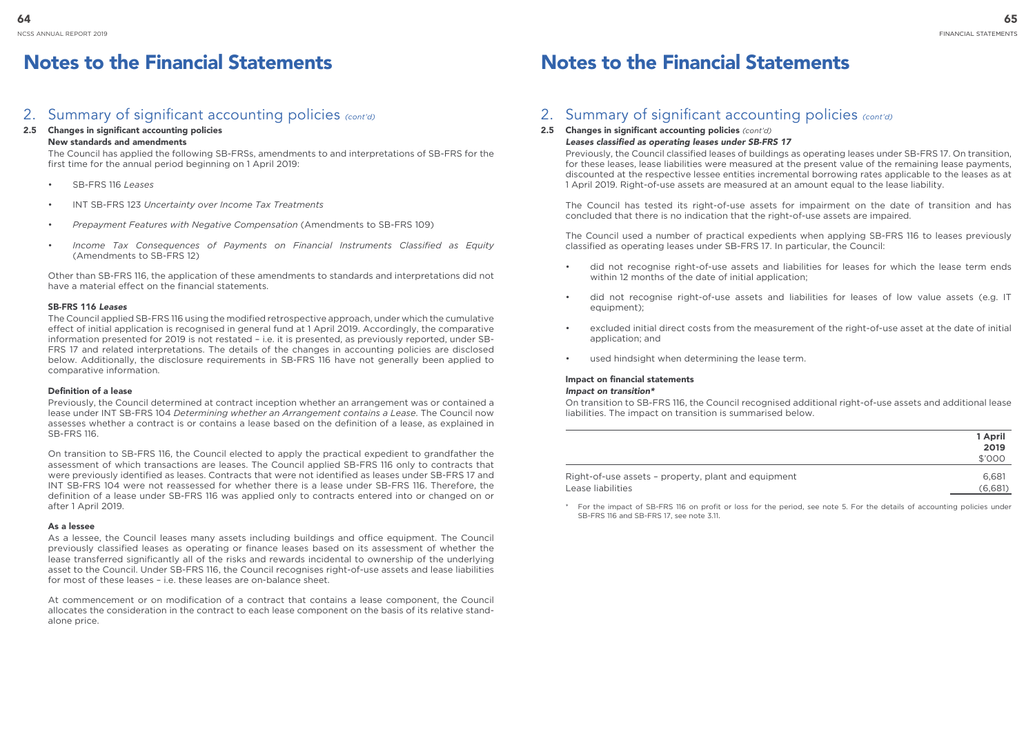# Notes to the Financial Statements

## 2. Summary of significant accounting policies *(cont'd)*

### 2.5 Changes in significant accounting policies

**New standards and amendments**

The Council has applied the following SB-FRSs, amendments to and interpretations of SB-FRS for the first time for the annual period beginning on 1 April 2019:

- SB-FRS 116 *Leases*
- INT SB-FRS 123 *Uncertainty over Income Tax Treatments*
- *Prepayment Features with Negative Compensation* (Amendments to SB-FRS 109)
- *Income Tax Consequences of Payments on Financial Instruments Classified as Equity* (Amendments to SB-FRS 12)

Other than SB-FRS 116, the application of these amendments to standards and interpretations did not have a material effect on the financial statements.

**SB-FRS 116 *Leases***

The Council applied SB-FRS 116 using the modified retrospective approach, under which the cumulative effect of initial application is recognised in general fund at 1 April 2019. Accordingly, the comparative information presented for 2019 is not restated – i.e. it is presented, as previously reported, under SB-FRS 17 and related interpretations. The details of the changes in accounting policies are disclosed below. Additionally, the disclosure requirements in SB-FRS 116 have not generally been applied to comparative information.

**Definition of a lease**

Previously, the Council determined at contract inception whether an arrangement was or contained a lease under INT SB-FRS 104 *Determining whether an Arrangement contains a Lease*. The Council now assesses whether a contract is or contains a lease based on the definition of a lease, as explained in SB-FRS 116.

On transition to SB-FRS 116, the Council elected to apply the practical expedient to grandfather the assessment of which transactions are leases. The Council applied SB-FRS 116 only to contracts that were previously identified as leases. Contracts that were not identified as leases under SB-FRS 17 and INT SB-FRS 104 were not reassessed for whether there is a lease under SB-FRS 116. Therefore, the definition of a lease under SB-FRS 116 was applied only to contracts entered into or changed on or after 1 April 2019.

**As a lessee**

As a lessee, the Council leases many assets including buildings and office equipment. The Council previously classified leases as operating or finance leases based on its assessment of whether the lease transferred significantly all of the risks and rewards incidental to ownership of the underlying asset to the Council. Under SB-FRS 116, the Council recognises right-of-use assets and lease liabilities for most of these leases – i.e. these leases are on-balance sheet.

At commencement or on modification of a contract that contains a lease component, the Council allocates the consideration in the contract to each lease component on the basis of its relative stand-alone price.

### 2.5 Changes in significant accounting policies *(cont'd)*

***Leases classified as operating leases under SB-FRS 17***

Previously, the Council classified leases of buildings as operating leases under SB-FRS 17. On transition, for these leases, lease liabilities were measured at the present value of the remaining lease payments, discounted at the respective lessee entities incremental borrowing rates applicable to the leases as at 1 April 2019. Right-of-use assets are measured at an amount equal to the lease liability.

The Council has tested its right-of-use assets for impairment on the date of transition and has concluded that there is no indication that the right-of-use assets are impaired.

The Council used a number of practical expedients when applying SB-FRS 116 to leases previously classified as operating leases under SB-FRS 17. In particular, the Council:

- did not recognise right-of-use assets and liabilities for leases for which the lease term ends within 12 months of the date of initial application;
- did not recognise right-of-use assets and liabilities for leases of low value assets (e.g. IT equipment);
- excluded initial direct costs from the measurement of the right-of-use asset at the date of initial application; and
- used hindsight when determining the lease term.

**Impact on financial statements**

***Impact on transition****

On transition to SB-FRS 116, the Council recognised additional right-of-use assets and additional lease liabilities. The impact on transition is summarised below.

| | 1 April 2019 $'000 |
|---|---|
| Right-of-use assets – property, plant and equipment | 6,681 |
| Lease liabilities | (6,681) |

\* For the impact of SB-FRS 116 on profit or loss for the period, see note 5. For the details of accounting policies under SB-FRS 116 and SB-FRS 17, see note 3.11.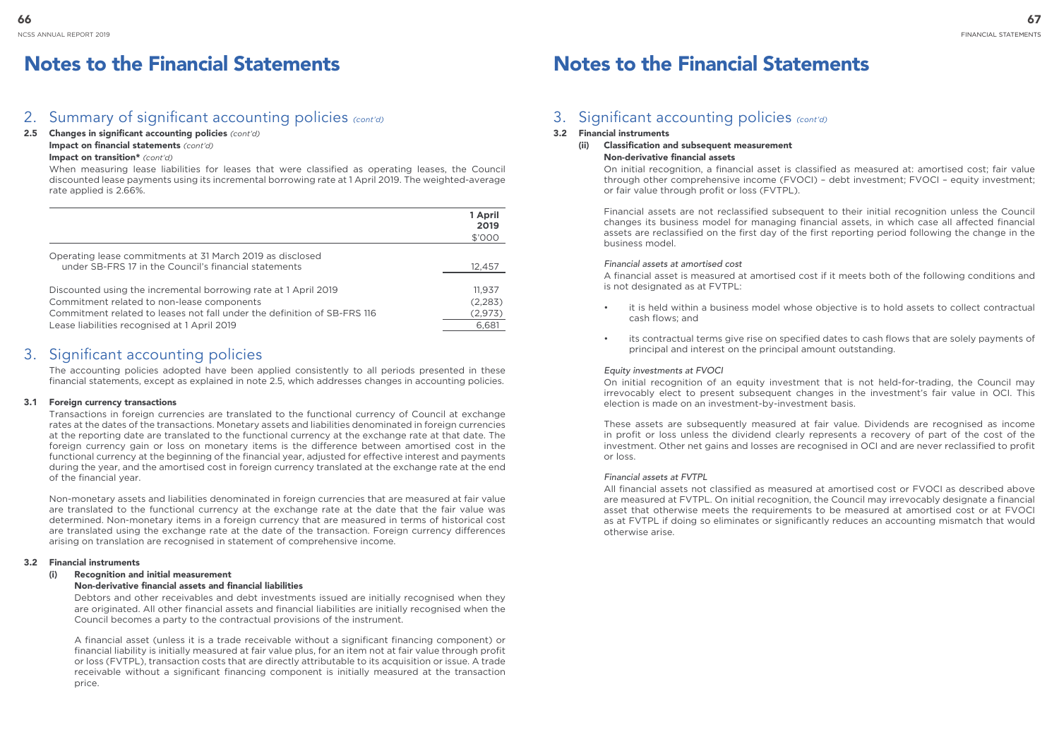# Notes to the Financial Statements

## 2. Summary of significant accounting policies *(cont'd)*

**2.5 Changes in significant accounting policies** *(cont'd)*

**Impact on financial statements** *(cont'd)*

**Impact on transition*** *(cont'd)*

When measuring lease liabilities for leases that were classified as operating leases, the Council discounted lease payments using its incremental borrowing rate at 1 April 2019. The weighted-average rate applied is 2.66%.

| | 1 April 2019 $'000 |
|---|---|
| Operating lease commitments at 31 March 2019 as disclosed under SB-FRS 17 in the Council's financial statements | 12,457 |
| Discounted using the incremental borrowing rate at 1 April 2019 | 11,937 |
| Commitment related to non-lease components | (2,283) |
| Commitment related to leases not fall under the definition of SB-FRS 116 | (2,973) |
| Lease liabilities recognised at 1 April 2019 | 6,681 |

## 3. Significant accounting policies

The accounting policies adopted have been applied consistently to all periods presented in these financial statements, except as explained in note 2.5, which addresses changes in accounting policies.

**3.1 Foreign currency transactions**

Transactions in foreign currencies are translated to the functional currency of Council at exchange rates at the dates of the transactions. Monetary assets and liabilities denominated in foreign currencies at the reporting date are translated to the functional currency at the exchange rate at that date. The foreign currency gain or loss on monetary items is the difference between amortised cost in the functional currency at the beginning of the financial year, adjusted for effective interest and payments during the year, and the amortised cost in foreign currency translated at the exchange rate at the end of the financial year.

Non-monetary assets and liabilities denominated in foreign currencies that are measured at fair value are translated to the functional currency at the exchange rate at the date that the fair value was determined. Non-monetary items in a foreign currency that are measured in terms of historical cost are translated using the exchange rate at the date of the transaction. Foreign currency differences arising on translation are recognised in statement of comprehensive income.

**3.2 Financial instruments**

**(i) Recognition and initial measurement**

**Non-derivative financial assets and financial liabilities**

Debtors and other receivables and debt investments issued are initially recognised when they are originated. All other financial assets and financial liabilities are initially recognised when the Council becomes a party to the contractual provisions of the instrument.

A financial asset (unless it is a trade receivable without a significant financing component) or financial liability is initially measured at fair value plus, for an item not at fair value through profit or loss (FVTPL), transaction costs that are directly attributable to its acquisition or issue. A trade receivable without a significant financing component is initially measured at the transaction price.

# Notes to the Financial Statements

## 3. Significant accounting policies *(cont'd)*

**3.2 Financial instruments**

**(ii) Classification and subsequent measurement**

**Non-derivative financial assets**

On initial recognition, a financial asset is classified as measured at: amortised cost; fair value through other comprehensive income (FVOCI) – debt investment; FVOCI – equity investment; or fair value through profit or loss (FVTPL).

Financial assets are not reclassified subsequent to their initial recognition unless the Council changes its business model for managing financial assets, in which case all affected financial assets are reclassified on the first day of the first reporting period following the change in the business model.

*Financial assets at amortised cost*

A financial asset is measured at amortised cost if it meets both of the following conditions and is not designated as at FVTPL:

- it is held within a business model whose objective is to hold assets to collect contractual cash flows; and
- its contractual terms give rise on specified dates to cash flows that are solely payments of principal and interest on the principal amount outstanding.

*Equity investments at FVOCI*

On initial recognition of an equity investment that is not held-for-trading, the Council may irrevocably elect to present subsequent changes in the investment's fair value in OCI. This election is made on an investment-by-investment basis.

These assets are subsequently measured at fair value. Dividends are recognised as income in profit or loss unless the dividend clearly represents a recovery of part of the cost of the investment. Other net gains and losses are recognised in OCI and are never reclassified to profit or loss.

*Financial assets at FVTPL*

All financial assets not classified as measured at amortised cost or FVOCI as described above are measured at FVTPL. On initial recognition, the Council may irrevocably designate a financial asset that otherwise meets the requirements to be measured at amortised cost or at FVOCI as at FVTPL if doing so eliminates or significantly reduces an accounting mismatch that would otherwise arise.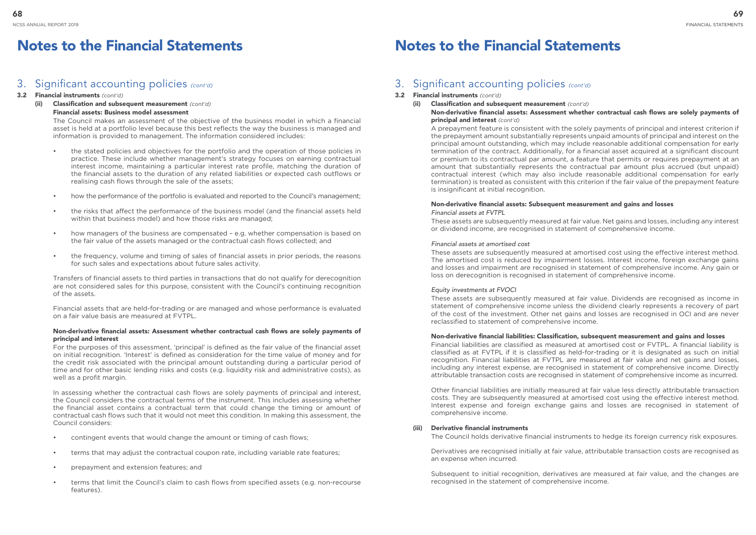# Notes to the Financial Statements

## 3. Significant accounting policies *(cont'd)*

### 3.2 Financial instruments *(cont'd)*

#### (ii) Classification and subsequent measurement *(cont'd)*

**Financial assets: Business model assessment**

The Council makes an assessment of the objective of the business model in which a financial asset is held at a portfolio level because this best reflects the way the business is managed and information is provided to management. The information considered includes:

- the stated policies and objectives for the portfolio and the operation of those policies in practice. These include whether management's strategy focuses on earning contractual interest income, maintaining a particular interest rate profile, matching the duration of the financial assets to the duration of any related liabilities or expected cash outflows or realising cash flows through the sale of the assets;
- how the performance of the portfolio is evaluated and reported to the Council's management;
- the risks that affect the performance of the business model (and the financial assets held within that business model) and how those risks are managed;
- how managers of the business are compensated – e.g. whether compensation is based on the fair value of the assets managed or the contractual cash flows collected; and
- the frequency, volume and timing of sales of financial assets in prior periods, the reasons for such sales and expectations about future sales activity.

Transfers of financial assets to third parties in transactions that do not qualify for derecognition are not considered sales for this purpose, consistent with the Council's continuing recognition of the assets.

Financial assets that are held-for-trading or are managed and whose performance is evaluated on a fair value basis are measured at FVTPL.

**Non-derivative financial assets: Assessment whether contractual cash flows are solely payments of principal and interest**

For the purposes of this assessment, 'principal' is defined as the fair value of the financial asset on initial recognition. 'Interest' is defined as consideration for the time value of money and for the credit risk associated with the principal amount outstanding during a particular period of time and for other basic lending risks and costs (e.g. liquidity risk and administrative costs), as well as a profit margin.

In assessing whether the contractual cash flows are solely payments of principal and interest, the Council considers the contractual terms of the instrument. This includes assessing whether the financial asset contains a contractual term that could change the timing or amount of contractual cash flows such that it would not meet this condition. In making this assessment, the Council considers:

- contingent events that would change the amount or timing of cash flows;
- terms that may adjust the contractual coupon rate, including variable rate features;
- prepayment and extension features; and
- terms that limit the Council's claim to cash flows from specified assets (e.g. non-recourse features).

**Non-derivative financial assets: Assessment whether contractual cash flows are solely payments of principal and interest** *(cont'd)*

A prepayment feature is consistent with the solely payments of principal and interest criterion if the prepayment amount substantially represents unpaid amounts of principal and interest on the principal amount outstanding, which may include reasonable additional compensation for early termination of the contract. Additionally, for a financial asset acquired at a significant discount or premium to its contractual par amount, a feature that permits or requires prepayment at an amount that substantially represents the contractual par amount plus accrued (but unpaid) contractual interest (which may also include reasonable additional compensation for early termination) is treated as consistent with this criterion if the fair value of the prepayment feature is insignificant at initial recognition.

**Non-derivative financial assets: Subsequent measurement and gains and losses**

*Financial assets at FVTPL*

These assets are subsequently measured at fair value. Net gains and losses, including any interest or dividend income, are recognised in statement of comprehensive income.

*Financial assets at amortised cost*

These assets are subsequently measured at amortised cost using the effective interest method. The amortised cost is reduced by impairment losses. Interest income, foreign exchange gains and losses and impairment are recognised in statement of comprehensive income. Any gain or loss on derecognition is recognised in statement of comprehensive income.

*Equity investments at FVOCI*

These assets are subsequently measured at fair value. Dividends are recognised as income in statement of comprehensive income unless the dividend clearly represents a recovery of part of the cost of the investment. Other net gains and losses are recognised in OCI and are never reclassified to statement of comprehensive income.

**Non-derivative financial liabilities: Classification, subsequent measurement and gains and losses**

Financial liabilities are classified as measured at amortised cost or FVTPL. A financial liability is classified as at FVTPL if it is classified as held-for-trading or it is designated as such on initial recognition. Financial liabilities at FVTPL are measured at fair value and net gains and losses, including any interest expense, are recognised in statement of comprehensive income. Directly attributable transaction costs are recognised in statement of comprehensive income as incurred.

Other financial liabilities are initially measured at fair value less directly attributable transaction costs. They are subsequently measured at amortised cost using the effective interest method. Interest expense and foreign exchange gains and losses are recognised in statement of comprehensive income.

#### (iii) Derivative financial instruments

The Council holds derivative financial instruments to hedge its foreign currency risk exposures.

Derivatives are recognised initially at fair value, attributable transaction costs are recognised as an expense when incurred.

Subsequent to initial recognition, derivatives are measured at fair value, and the changes are recognised in the statement of comprehensive income.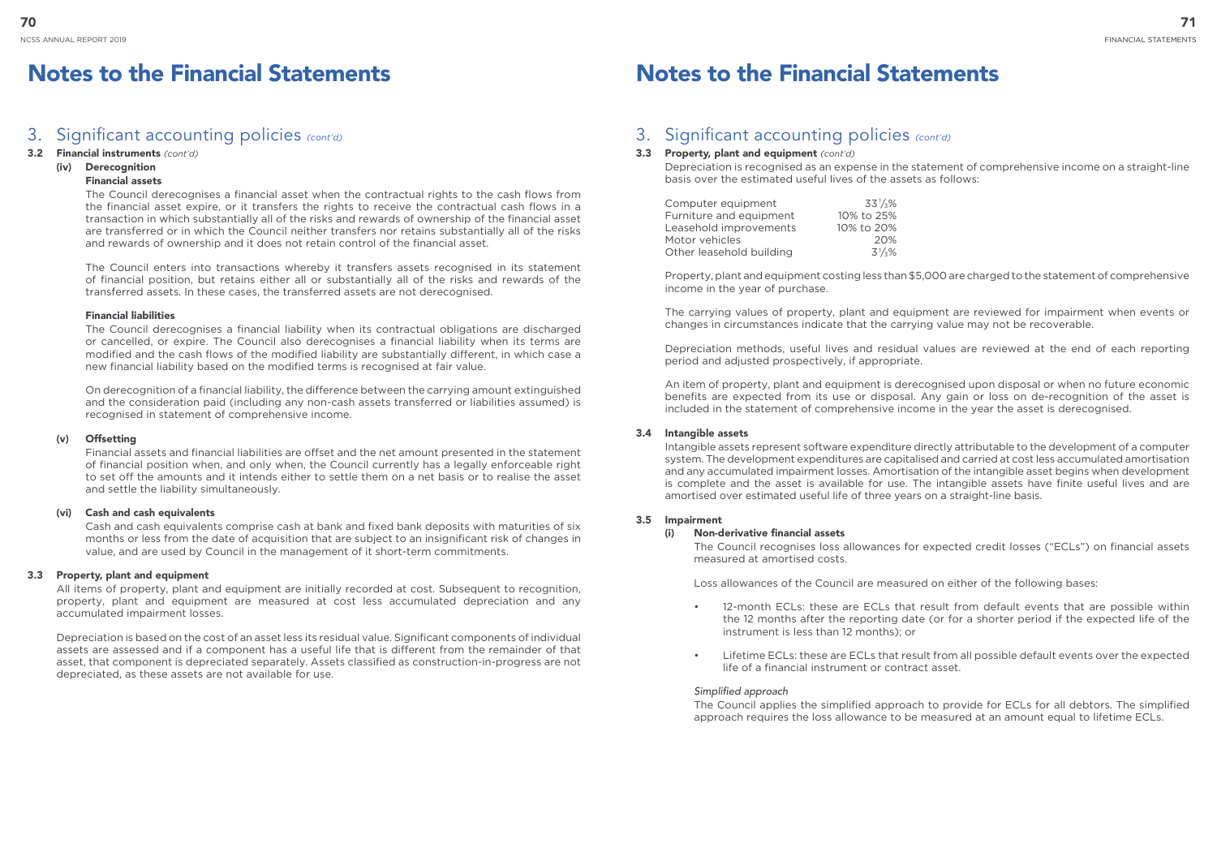# Notes to the Financial Statements

## 3. Significant accounting policies *(cont'd)*

### 3.2 Financial instruments *(cont'd)*

#### (iv) Derecognition

**Financial assets**

The Council derecognises a financial asset when the contractual rights to the cash flows from the financial asset expire, or it transfers the rights to receive the contractual cash flows in a transaction in which substantially all of the risks and rewards of ownership of the financial asset are transferred or in which the Council neither transfers nor retains substantially all of the risks and rewards of ownership and it does not retain control of the financial asset.

The Council enters into transactions whereby it transfers assets recognised in its statement of financial position, but retains either all or substantially all of the risks and rewards of the transferred assets. In these cases, the transferred assets are not derecognised.

**Financial liabilities**

The Council derecognises a financial liability when its contractual obligations are discharged or cancelled, or expire. The Council also derecognises a financial liability when its terms are modified and the cash flows of the modified liability are substantially different, in which case a new financial liability based on the modified terms is recognised at fair value.

On derecognition of a financial liability, the difference between the carrying amount extinguished and the consideration paid (including any non-cash assets transferred or liabilities assumed) is recognised in statement of comprehensive income.

#### (v) Offsetting

Financial assets and financial liabilities are offset and the net amount presented in the statement of financial position when, and only when, the Council currently has a legally enforceable right to set off the amounts and it intends either to settle them on a net basis or to realise the asset and settle the liability simultaneously.

#### (vi) Cash and cash equivalents

Cash and cash equivalents comprise cash at bank and fixed bank deposits with maturities of six months or less from the date of acquisition that are subject to an insignificant risk of changes in value, and are used by Council in the management of it short-term commitments.

### 3.3 Property, plant and equipment

All items of property, plant and equipment are initially recorded at cost. Subsequent to recognition, property, plant and equipment are measured at cost less accumulated depreciation and any accumulated impairment losses.

Depreciation is based on the cost of an asset less its residual value. Significant components of individual assets are assessed and if a component has a useful life that is different from the remainder of that asset, that component is depreciated separately. Assets classified as construction-in-progress are not depreciated, as these assets are not available for use.

### 3.3 Property, plant and equipment *(cont'd)*

Depreciation is recognised as an expense in the statement of comprehensive income on a straight-line basis over the estimated useful lives of the assets as follows:

| | |
|---|---|
| Computer equipment | 33⅓% |
| Furniture and equipment | 10% to 25% |
| Leasehold improvements | 10% to 20% |
| Motor vehicles | 20% |
| Other leasehold building | 3⅓% |

Property, plant and equipment costing less than $5,000 are charged to the statement of comprehensive income in the year of purchase.

The carrying values of property, plant and equipment are reviewed for impairment when events or changes in circumstances indicate that the carrying value may not be recoverable.

Depreciation methods, useful lives and residual values are reviewed at the end of each reporting period and adjusted prospectively, if appropriate.

An item of property, plant and equipment is derecognised upon disposal or when no future economic benefits are expected from its use or disposal. Any gain or loss on de-recognition of the asset is included in the statement of comprehensive income in the year the asset is derecognised.

### 3.4 Intangible assets

Intangible assets represent software expenditure directly attributable to the development of a computer system. The development expenditures are capitalised and carried at cost less accumulated amortisation and any accumulated impairment losses. Amortisation of the intangible asset begins when development is complete and the asset is available for use. The intangible assets have finite useful lives and are amortised over estimated useful life of three years on a straight-line basis.

### 3.5 Impairment

#### (i) Non-derivative financial assets

The Council recognises loss allowances for expected credit losses ("ECLs") on financial assets measured at amortised costs.

Loss allowances of the Council are measured on either of the following bases:

- 12-month ECLs: these are ECLs that result from default events that are possible within the 12 months after the reporting date (or for a shorter period if the expected life of the instrument is less than 12 months); or
- Lifetime ECLs: these are ECLs that result from all possible default events over the expected life of a financial instrument or contract asset.

*Simplified approach*

The Council applies the simplified approach to provide for ECLs for all debtors. The simplified approach requires the loss allowance to be measured at an amount equal to lifetime ECLs.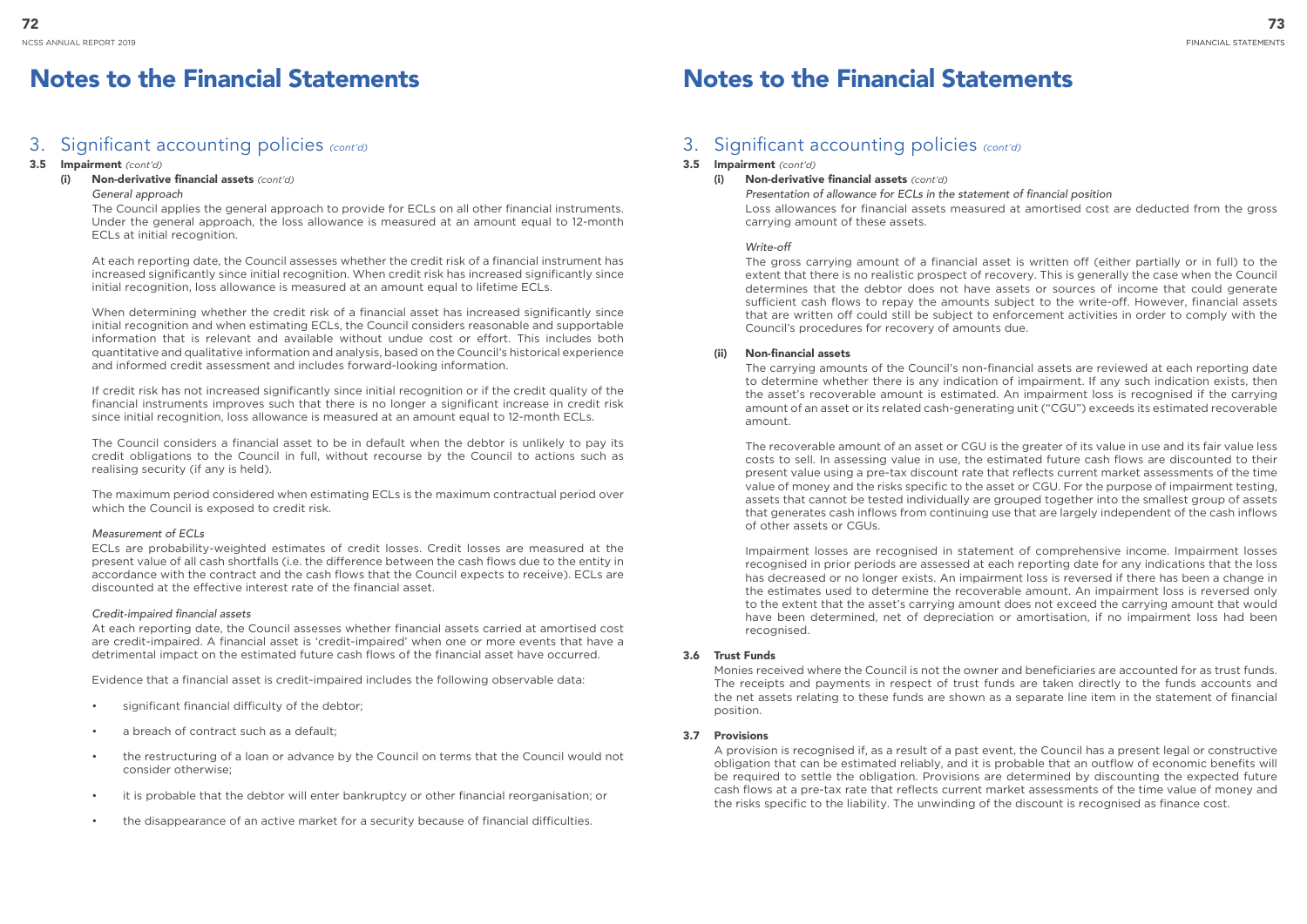# Notes to the Financial Statements

## 3. Significant accounting policies *(cont'd)*

### 3.5 Impairment *(cont'd)*

#### (i) Non-derivative financial assets *(cont'd)*

*General approach*

The Council applies the general approach to provide for ECLs on all other financial instruments. Under the general approach, the loss allowance is measured at an amount equal to 12-month ECLs at initial recognition.

At each reporting date, the Council assesses whether the credit risk of a financial instrument has increased significantly since initial recognition. When credit risk has increased significantly since initial recognition, loss allowance is measured at an amount equal to lifetime ECLs.

When determining whether the credit risk of a financial asset has increased significantly since initial recognition and when estimating ECLs, the Council considers reasonable and supportable information that is relevant and available without undue cost or effort. This includes both quantitative and qualitative information and analysis, based on the Council's historical experience and informed credit assessment and includes forward-looking information.

If credit risk has not increased significantly since initial recognition or if the credit quality of the financial instruments improves such that there is no longer a significant increase in credit risk since initial recognition, loss allowance is measured at an amount equal to 12-month ECLs.

The Council considers a financial asset to be in default when the debtor is unlikely to pay its credit obligations to the Council in full, without recourse by the Council to actions such as realising security (if any is held).

The maximum period considered when estimating ECLs is the maximum contractual period over which the Council is exposed to credit risk.

*Measurement of ECLs*

ECLs are probability-weighted estimates of credit losses. Credit losses are measured at the present value of all cash shortfalls (i.e. the difference between the cash flows due to the entity in accordance with the contract and the cash flows that the Council expects to receive). ECLs are discounted at the effective interest rate of the financial asset.

*Credit-impaired financial assets*

At each reporting date, the Council assesses whether financial assets carried at amortised cost are credit-impaired. A financial asset is 'credit-impaired' when one or more events that have a detrimental impact on the estimated future cash flows of the financial asset have occurred.

Evidence that a financial asset is credit-impaired includes the following observable data:

- significant financial difficulty of the debtor;
- a breach of contract such as a default;
- the restructuring of a loan or advance by the Council on terms that the Council would not consider otherwise;
- it is probable that the debtor will enter bankruptcy or other financial reorganisation; or
- the disappearance of an active market for a security because of financial difficulties.

*Presentation of allowance for ECLs in the statement of financial position*

Loss allowances for financial assets measured at amortised cost are deducted from the gross carrying amount of these assets.

*Write-off*

The gross carrying amount of a financial asset is written off (either partially or in full) to the extent that there is no realistic prospect of recovery. This is generally the case when the Council determines that the debtor does not have assets or sources of income that could generate sufficient cash flows to repay the amounts subject to the write-off. However, financial assets that are written off could still be subject to enforcement activities in order to comply with the Council's procedures for recovery of amounts due.

#### (ii) Non-financial assets

The carrying amounts of the Council's non-financial assets are reviewed at each reporting date to determine whether there is any indication of impairment. If any such indication exists, then the asset's recoverable amount is estimated. An impairment loss is recognised if the carrying amount of an asset or its related cash-generating unit ("CGU") exceeds its estimated recoverable amount.

The recoverable amount of an asset or CGU is the greater of its value in use and its fair value less costs to sell. In assessing value in use, the estimated future cash flows are discounted to their present value using a pre-tax discount rate that reflects current market assessments of the time value of money and the risks specific to the asset or CGU. For the purpose of impairment testing, assets that cannot be tested individually are grouped together into the smallest group of assets that generates cash inflows from continuing use that are largely independent of the cash inflows of other assets or CGUs.

Impairment losses are recognised in statement of comprehensive income. Impairment losses recognised in prior periods are assessed at each reporting date for any indications that the loss has decreased or no longer exists. An impairment loss is reversed if there has been a change in the estimates used to determine the recoverable amount. An impairment loss is reversed only to the extent that the asset's carrying amount does not exceed the carrying amount that would have been determined, net of depreciation or amortisation, if no impairment loss had been recognised.

### 3.6 Trust Funds

Monies received where the Council is not the owner and beneficiaries are accounted for as trust funds. The receipts and payments in respect of trust funds are taken directly to the funds accounts and the net assets relating to these funds are shown as a separate line item in the statement of financial position.

### 3.7 Provisions

A provision is recognised if, as a result of a past event, the Council has a present legal or constructive obligation that can be estimated reliably, and it is probable that an outflow of economic benefits will be required to settle the obligation. Provisions are determined by discounting the expected future cash flows at a pre-tax rate that reflects current market assessments of the time value of money and the risks specific to the liability. The unwinding of the discount is recognised as finance cost.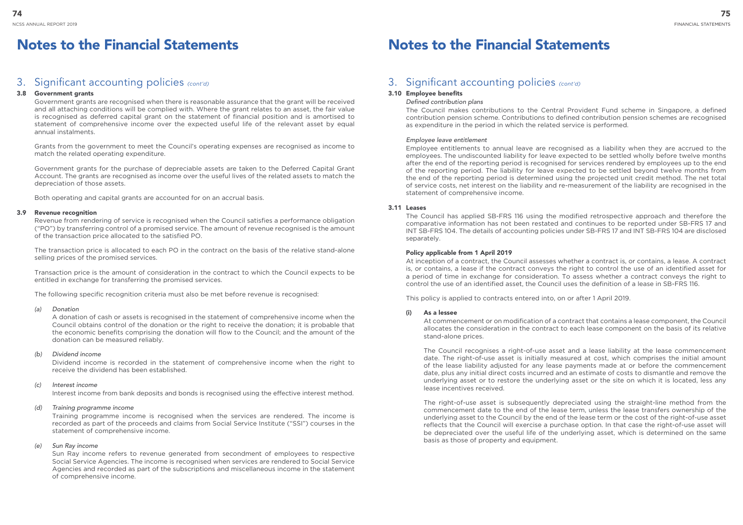# Notes to the Financial Statements

## 3. Significant accounting policies *(cont'd)*

### 3.8 Government grants

Government grants are recognised when there is reasonable assurance that the grant will be received and all attaching conditions will be complied with. Where the grant relates to an asset, the fair value is recognised as deferred capital grant on the statement of financial position and is amortised to statement of comprehensive income over the expected useful life of the relevant asset by equal annual instalments.

Grants from the government to meet the Council's operating expenses are recognised as income to match the related operating expenditure.

Government grants for the purchase of depreciable assets are taken to the Deferred Capital Grant Account. The grants are recognised as income over the useful lives of the related assets to match the depreciation of those assets.

Both operating and capital grants are accounted for on an accrual basis.

### 3.9 Revenue recognition

Revenue from rendering of service is recognised when the Council satisfies a performance obligation ("PO") by transferring control of a promised service. The amount of revenue recognised is the amount of the transaction price allocated to the satisfied PO.

The transaction price is allocated to each PO in the contract on the basis of the relative stand-alone selling prices of the promised services.

Transaction price is the amount of consideration in the contract to which the Council expects to be entitled in exchange for transferring the promised services.

The following specific recognition criteria must also be met before revenue is recognised:

*(a) Donation*

A donation of cash or assets is recognised in the statement of comprehensive income when the Council obtains control of the donation or the right to receive the donation; it is probable that the economic benefits comprising the donation will flow to the Council; and the amount of the donation can be measured reliably.

*(b) Dividend income*

Dividend income is recorded in the statement of comprehensive income when the right to receive the dividend has been established.

*(c) Interest income*

Interest income from bank deposits and bonds is recognised using the effective interest method.

*(d) Training programme income*

Training programme income is recognised when the services are rendered. The income is recorded as part of the proceeds and claims from Social Service Institute ("SSI") courses in the statement of comprehensive income.

*(e) Sun Ray income*

Sun Ray income refers to revenue generated from secondment of employees to respective Social Service Agencies. The income is recognised when services are rendered to Social Service Agencies and recorded as part of the subscriptions and miscellaneous income in the statement of comprehensive income.

# Notes to the Financial Statements

## 3. Significant accounting policies *(cont'd)*

### 3.10 Employee benefits

*Defined contribution plans*

The Council makes contributions to the Central Provident Fund scheme in Singapore, a defined contribution pension scheme. Contributions to defined contribution pension schemes are recognised as expenditure in the period in which the related service is performed.

*Employee leave entitlement*

Employee entitlements to annual leave are recognised as a liability when they are accrued to the employees. The undiscounted liability for leave expected to be settled wholly before twelve months after the end of the reporting period is recognised for services rendered by employees up to the end of the reporting period. The liability for leave expected to be settled beyond twelve months from the end of the reporting period is determined using the projected unit credit method. The net total of service costs, net interest on the liability and re-measurement of the liability are recognised in the statement of comprehensive income.

### 3.11 Leases

The Council has applied SB-FRS 116 using the modified retrospective approach and therefore the comparative information has not been restated and continues to be reported under SB-FRS 17 and INT SB-FRS 104. The details of accounting policies under SB-FRS 17 and INT SB-FRS 104 are disclosed separately.

**Policy applicable from 1 April 2019**

At inception of a contract, the Council assesses whether a contract is, or contains, a lease. A contract is, or contains, a lease if the contract conveys the right to control the use of an identified asset for a period of time in exchange for consideration. To assess whether a contract conveys the right to control the use of an identified asset, the Council uses the definition of a lease in SB-FRS 116.

This policy is applied to contracts entered into, on or after 1 April 2019.

**(i) As a lessee**

At commencement or on modification of a contract that contains a lease component, the Council allocates the consideration in the contract to each lease component on the basis of its relative stand-alone prices.

The Council recognises a right-of-use asset and a lease liability at the lease commencement date. The right-of-use asset is initially measured at cost, which comprises the initial amount of the lease liability adjusted for any lease payments made at or before the commencement date, plus any initial direct costs incurred and an estimate of costs to dismantle and remove the underlying asset or to restore the underlying asset or the site on which it is located, less any lease incentives received.

The right-of-use asset is subsequently depreciated using the straight-line method from the commencement date to the end of the lease term, unless the lease transfers ownership of the underlying asset to the Council by the end of the lease term or the cost of the right-of-use asset reflects that the Council will exercise a purchase option. In that case the right-of-use asset will be depreciated over the useful life of the underlying asset, which is determined on the same basis as those of property and equipment.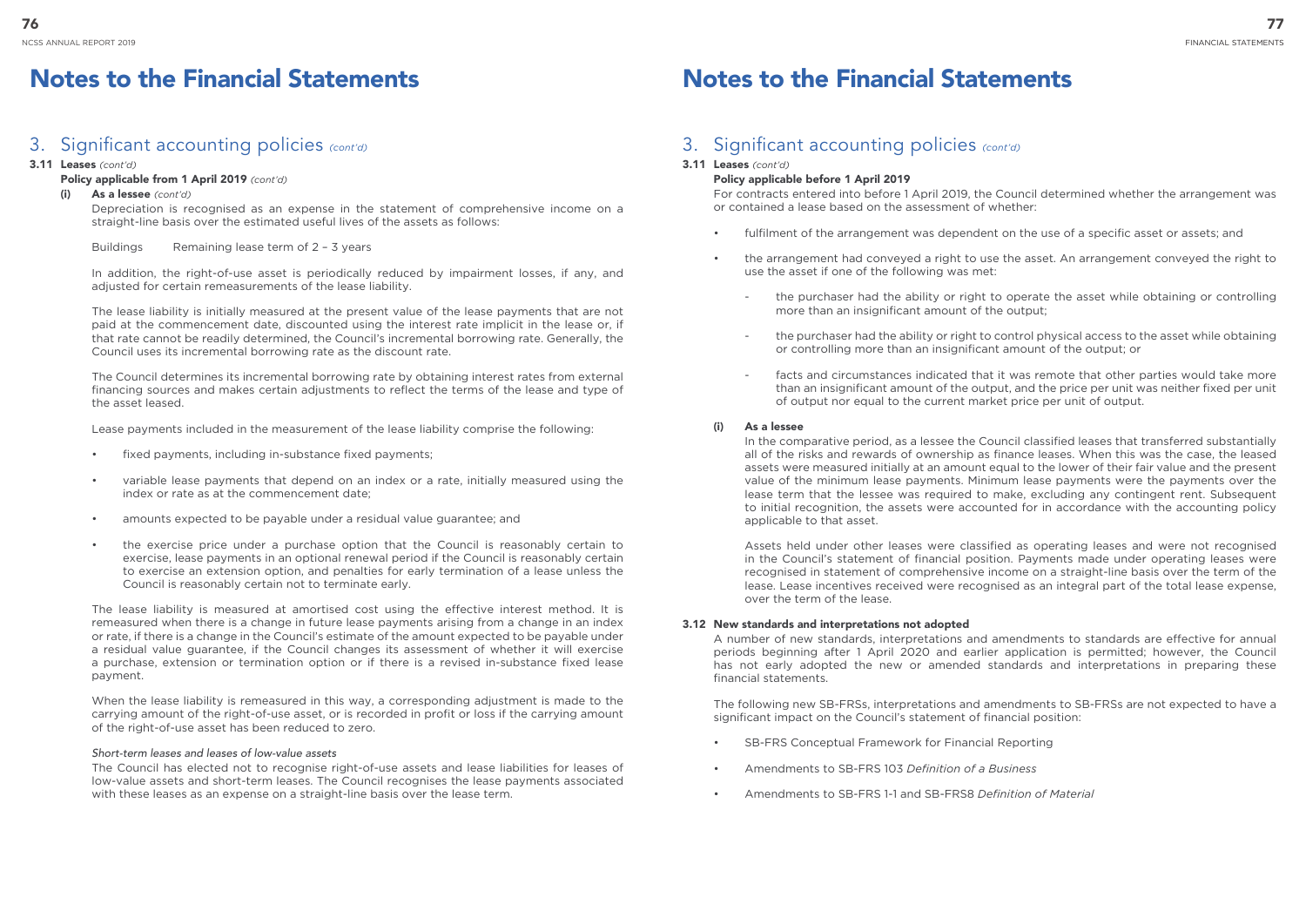# Notes to the Financial Statements

## 3. Significant accounting policies *(cont'd)*

### 3.11 Leases *(cont'd)*

**Policy applicable from 1 April 2019** *(cont'd)*

**(i) As a lessee** *(cont'd)*

Depreciation is recognised as an expense in the statement of comprehensive income on a straight-line basis over the estimated useful lives of the assets as follows:

Buildings Remaining lease term of 2 – 3 years

In addition, the right-of-use asset is periodically reduced by impairment losses, if any, and adjusted for certain remeasurements of the lease liability.

The lease liability is initially measured at the present value of the lease payments that are not paid at the commencement date, discounted using the interest rate implicit in the lease or, if that rate cannot be readily determined, the Council's incremental borrowing rate. Generally, the Council uses its incremental borrowing rate as the discount rate.

The Council determines its incremental borrowing rate by obtaining interest rates from external financing sources and makes certain adjustments to reflect the terms of the lease and type of the asset leased.

Lease payments included in the measurement of the lease liability comprise the following:

- fixed payments, including in-substance fixed payments;
- variable lease payments that depend on an index or a rate, initially measured using the index or rate as at the commencement date;
- amounts expected to be payable under a residual value guarantee; and
- the exercise price under a purchase option that the Council is reasonably certain to exercise, lease payments in an optional renewal period if the Council is reasonably certain to exercise an extension option, and penalties for early termination of a lease unless the Council is reasonably certain not to terminate early.

The lease liability is measured at amortised cost using the effective interest method. It is remeasured when there is a change in future lease payments arising from a change in an index or rate, if there is a change in the Council's estimate of the amount expected to be payable under a residual value guarantee, if the Council changes its assessment of whether it will exercise a purchase, extension or termination option or if there is a revised in-substance fixed lease payment.

When the lease liability is remeasured in this way, a corresponding adjustment is made to the carrying amount of the right-of-use asset, or is recorded in profit or loss if the carrying amount of the right-of-use asset has been reduced to zero.

*Short-term leases and leases of low-value assets*

The Council has elected not to recognise right-of-use assets and lease liabilities for leases of low-value assets and short-term leases. The Council recognises the lease payments associated with these leases as an expense on a straight-line basis over the lease term.

**Policy applicable before 1 April 2019**

For contracts entered into before 1 April 2019, the Council determined whether the arrangement was or contained a lease based on the assessment of whether:

- fulfilment of the arrangement was dependent on the use of a specific asset or assets; and
- the arrangement had conveyed a right to use the asset. An arrangement conveyed the right to use the asset if one of the following was met:
  - the purchaser had the ability or right to operate the asset while obtaining or controlling more than an insignificant amount of the output;
  - the purchaser had the ability or right to control physical access to the asset while obtaining or controlling more than an insignificant amount of the output; or
  - facts and circumstances indicated that it was remote that other parties would take more than an insignificant amount of the output, and the price per unit was neither fixed per unit of output nor equal to the current market price per unit of output.

**(i) As a lessee**

In the comparative period, as a lessee the Council classified leases that transferred substantially all of the risks and rewards of ownership as finance leases. When this was the case, the leased assets were measured initially at an amount equal to the lower of their fair value and the present value of the minimum lease payments. Minimum lease payments were the payments over the lease term that the lessee was required to make, excluding any contingent rent. Subsequent to initial recognition, the assets were accounted for in accordance with the accounting policy applicable to that asset.

Assets held under other leases were classified as operating leases and were not recognised in the Council's statement of financial position. Payments made under operating leases were recognised in statement of comprehensive income on a straight-line basis over the term of the lease. Lease incentives received were recognised as an integral part of the total lease expense, over the term of the lease.

### 3.12 New standards and interpretations not adopted

A number of new standards, interpretations and amendments to standards are effective for annual periods beginning after 1 April 2020 and earlier application is permitted; however, the Council has not early adopted the new or amended standards and interpretations in preparing these financial statements.

The following new SB-FRSs, interpretations and amendments to SB-FRSs are not expected to have a significant impact on the Council's statement of financial position:

- SB-FRS Conceptual Framework for Financial Reporting
- Amendments to SB-FRS 103 *Definition of a Business*
- Amendments to SB-FRS 1-1 and SB-FRS8 *Definition of Material*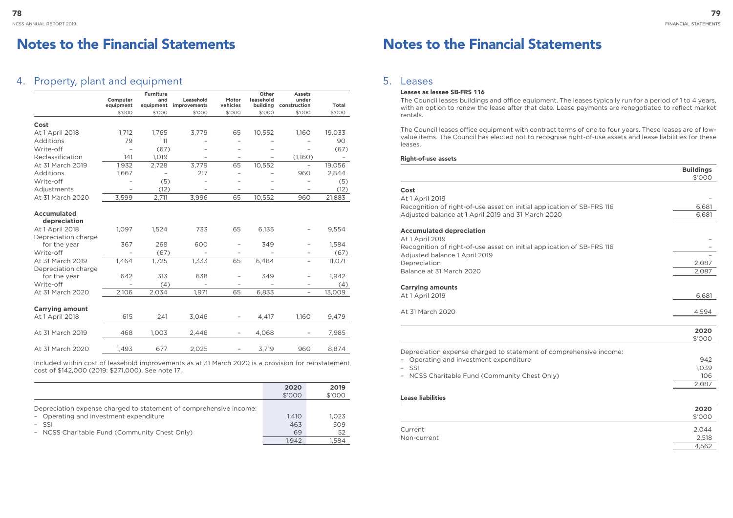# Notes to the Financial Statements

## 4. Property, plant and equipment

| | Computer equipment | Furniture and equipment | Leasehold improvements | Motor vehicles | Other leasehold building | Assets under construction | Total |
|---|---|---|---|---|---|---|---|
| | $'000 | $'000 | $'000 | $'000 | $'000 | $'000 | $'000 |
| **Cost** | | | | | | | |
| At 1 April 2018 | 1,712 | 1,765 | 3,779 | 65 | 10,552 | 1,160 | 19,033 |
| Additions | 79 | 11 | – | – | – | – | 90 |
| Write-off | – | (67) | – | – | – | – | (67) |
| Reclassification | 141 | 1,019 | – | – | – | (1,160) | – |
| At 31 March 2019 | 1,932 | 2,728 | 3,779 | 65 | 10,552 | – | 19,056 |
| Additions | 1,667 | – | 217 | – | – | 960 | 2,844 |
| Write-off | – | (5) | – | – | – | – | (5) |
| Adjustments | – | (12) | – | – | – | – | (12) |
| At 31 March 2020 | 3,599 | 2,711 | 3,996 | 65 | 10,552 | 960 | 21,883 |
| **Accumulated depreciation** | | | | | | | |
| At 1 April 2018 | 1,097 | 1,524 | 733 | 65 | 6,135 | – | 9,554 |
| Depreciation charge for the year | 367 | 268 | 600 | – | 349 | – | 1,584 |
| Write-off | – | (67) | – | – | – | – | (67) |
| At 31 March 2019 | 1,464 | 1,725 | 1,333 | 65 | 6,484 | – | 11,071 |
| Depreciation charge for the year | 642 | 313 | 638 | – | 349 | – | 1,942 |
| Write-off | – | (4) | – | – | – | – | (4) |
| At 31 March 2020 | 2,106 | 2,034 | 1,971 | 65 | 6,833 | – | 13,009 |
| **Carrying amount** | | | | | | | |
| At 1 April 2018 | 615 | 241 | 3,046 | – | 4,417 | 1,160 | 9,479 |
| At 31 March 2019 | 468 | 1,003 | 2,446 | – | 4,068 | – | 7,985 |
| At 31 March 2020 | 1,493 | 677 | 2,025 | – | 3,719 | 960 | 8,874 |

Included within cost of leasehold improvements as at 31 March 2020 is a provision for reinstatement cost of $142,000 (2019: $271,000). See note 17.

| | 2020 | 2019 |
|---|---|---|
| | $'000 | $'000 |
| Depreciation expense charged to statement of comprehensive income: | | |
| – Operating and investment expenditure | 1,410 | 1,023 |
| – SSI | 463 | 509 |
| – NCSS Charitable Fund (Community Chest Only) | 69 | 52 |
| | 1,942 | 1,584 |

## 5. Leases

**Leases as lessee SB-FRS 116**

The Council leases buildings and office equipment. The leases typically run for a period of 1 to 4 years, with an option to renew the lease after that date. Lease payments are renegotiated to reflect market rentals.

The Council leases office equipment with contract terms of one to four years. These leases are of low-value items. The Council has elected not to recognise right-of-use assets and lease liabilities for these leases.

**Right-of-use assets**

| | Buildings |
|---|---|
| | $'000 |
| **Cost** | |
| At 1 April 2019 | – |
| Recognition of right-of-use asset on initial application of SB-FRS 116 | 6,681 |
| Adjusted balance at 1 April 2019 and 31 March 2020 | 6,681 |
| **Accumulated depreciation** | |
| At 1 April 2019 | – |
| Recognition of right-of-use asset on initial application of SB-FRS 116 | – |
| Adjusted balance 1 April 2019 | – |
| Depreciation | 2,087 |
| Balance at 31 March 2020 | 2,087 |
| **Carrying amounts** | |
| At 1 April 2019 | 6,681 |
| At 31 March 2020 | 4,594 |

| | 2020 |
|---|---|
| | $'000 |
| Depreciation expense charged to statement of comprehensive income: | |
| – Operating and investment expenditure | 942 |
| – SSI | 1,039 |
| – NCSS Charitable Fund (Community Chest Only) | 106 |
| | 2,087 |

**Lease liabilities**

| | 2020 |
|---|---|
| | $'000 |
| Current | 2,044 |
| Non-current | 2,518 |
| | 4,562 |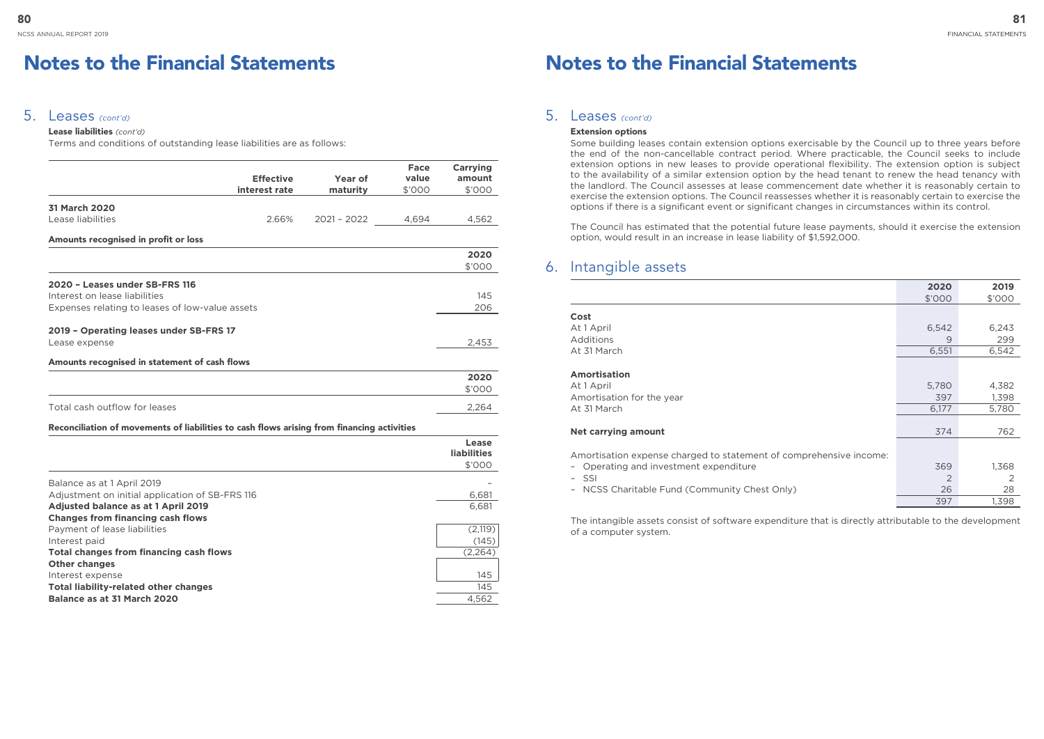# Notes to the Financial Statements

## 5. Leases *(cont'd)*

**Lease liabilities** *(cont'd)*

Terms and conditions of outstanding lease liabilities are as follows:

| | Effective interest rate | Year of maturity | Face value $'000 | Carrying amount $'000 |
|---|---|---|---|---|
| **31 March 2020** | | | | |
| Lease liabilities | 2.66% | 2021 – 2022 | 4,694 | 4,562 |

**Amounts recognised in profit or loss**

| | 2020 $'000 |
|---|---|
| **2020 – Leases under SB-FRS 116** | |
| Interest on lease liabilities | 145 |
| Expenses relating to leases of low-value assets | 206 |
| **2019 – Operating leases under SB-FRS 17** | |
| Lease expense | 2,453 |

**Amounts recognised in statement of cash flows**

| | 2020 $'000 |
|---|---|
| Total cash outflow for leases | 2,264 |

**Reconciliation of movements of liabilities to cash flows arising from financing activities**

| | Lease liabilities $'000 |
|---|---|
| Balance as at 1 April 2019 | – |
| Adjustment on initial application of SB-FRS 116 | 6,681 |
| **Adjusted balance as at 1 April 2019** | 6,681 |
| **Changes from financing cash flows** | |
| Payment of lease liabilities | (2,119) |
| Interest paid | (145) |
| **Total changes from financing cash flows** | (2,264) |
| **Other changes** | |
| Interest expense | 145 |
| **Total liability-related other changes** | 145 |
| **Balance as at 31 March 2020** | 4,562 |

# Notes to the Financial Statements

## 5. Leases *(cont'd)*

**Extension options**

Some building leases contain extension options exercisable by the Council up to three years before the end of the non-cancellable contract period. Where practicable, the Council seeks to include extension options in new leases to provide operational flexibility. The extension option is subject to the availability of a similar extension option by the head tenant to renew the head tenancy with the landlord. The Council assesses at lease commencement date whether it is reasonably certain to exercise the extension options. The Council reassesses whether it is reasonably certain to exercise the options if there is a significant event or significant changes in circumstances within its control.

The Council has estimated that the potential future lease payments, should it exercise the extension option, would result in an increase in lease liability of $1,592,000.

## 6. Intangible assets

| | 2020 $'000 | 2019 $'000 |
|---|---|---|
| **Cost** | | |
| At 1 April | 6,542 | 6,243 |
| Additions | 9 | 299 |
| At 31 March | 6,551 | 6,542 |
| **Amortisation** | | |
| At 1 April | 5,780 | 4,382 |
| Amortisation for the year | 397 | 1,398 |
| At 31 March | 6,177 | 5,780 |
| **Net carrying amount** | 374 | 762 |
| Amortisation expense charged to statement of comprehensive income: | | |
| – Operating and investment expenditure | 369 | 1,368 |
| – SSI | 2 | 2 |
| – NCSS Charitable Fund (Community Chest Only) | 26 | 28 |
| | 397 | 1,398 |

The intangible assets consist of software expenditure that is directly attributable to the development of a computer system.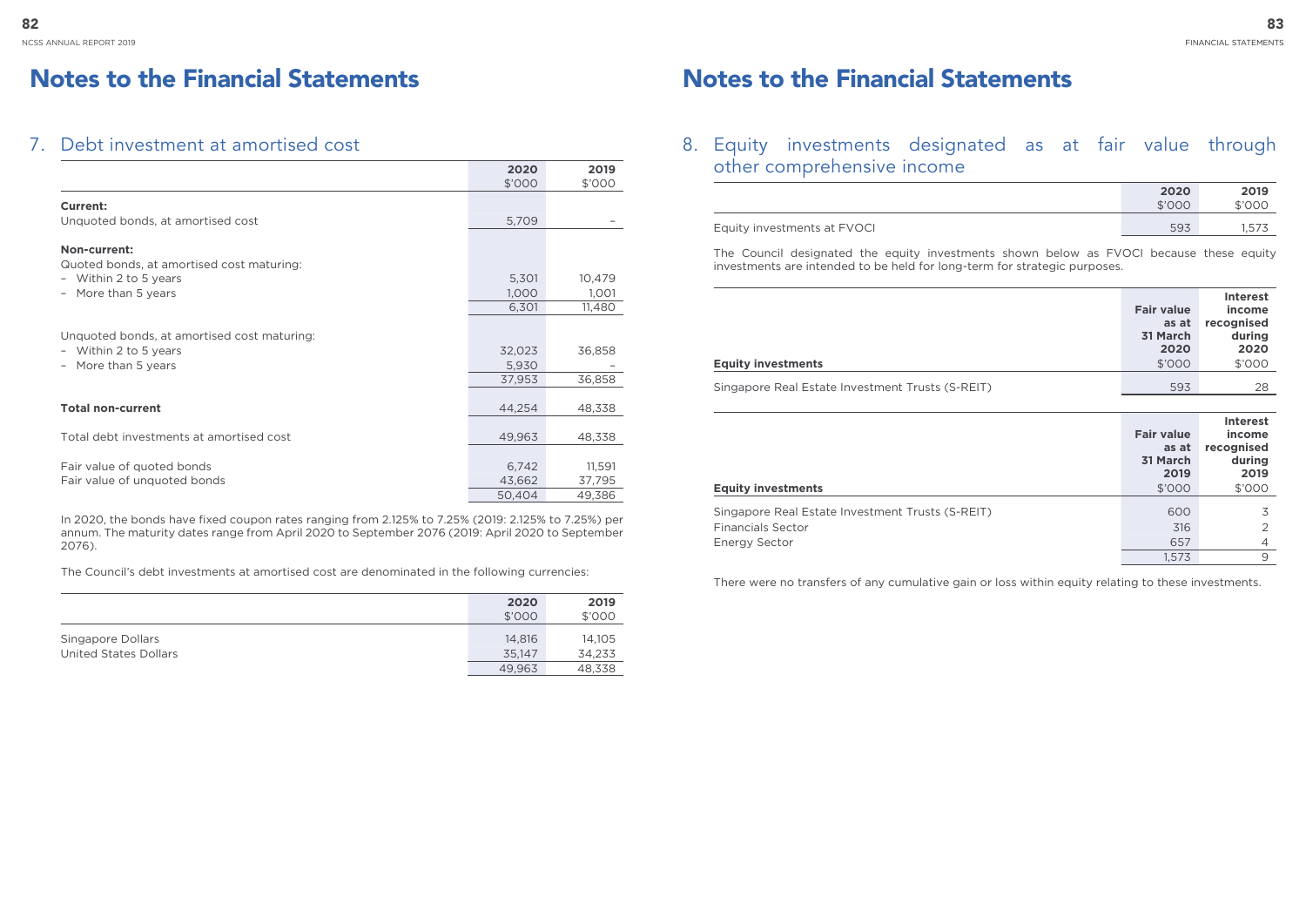# Notes to the Financial Statements

## 7. Debt investment at amortised cost

| | 2020<br>$'000 | 2019<br>$'000 |
|---|---|---|
| **Current:** | | |
| Unquoted bonds, at amortised cost | 5,709 | – |
| **Non-current:** | | |
| Quoted bonds, at amortised cost maturing: | | |
| – Within 2 to 5 years | 5,301 | 10,479 |
| – More than 5 years | 1,000 | 1,001 |
| | 6,301 | 11,480 |
| Unquoted bonds, at amortised cost maturing: | | |
| – Within 2 to 5 years | 32,023 | 36,858 |
| – More than 5 years | 5,930 | – |
| | 37,953 | 36,858 |
| **Total non-current** | 44,254 | 48,338 |
| Total debt investments at amortised cost | 49,963 | 48,338 |
| Fair value of quoted bonds | 6,742 | 11,591 |
| Fair value of unquoted bonds | 43,662 | 37,795 |
| | 50,404 | 49,386 |

In 2020, the bonds have fixed coupon rates ranging from 2.125% to 7.25% (2019: 2.125% to 7.25%) per annum. The maturity dates range from April 2020 to September 2076 (2019: April 2020 to September 2076).

The Council's debt investments at amortised cost are denominated in the following currencies:

| | 2020<br>$'000 | 2019<br>$'000 |
|---|---|---|
| Singapore Dollars | 14,816 | 14,105 |
| United States Dollars | 35,147 | 34,233 |
| | 49,963 | 48,338 |

# Notes to the Financial Statements

## 8. Equity investments designated as at fair value through other comprehensive income

| | 2020<br>$'000 | 2019<br>$'000 |
|---|---|---|
| Equity investments at FVOCI | 593 | 1,573 |

The Council designated the equity investments shown below as FVOCI because these equity investments are intended to be held for long-term for strategic purposes.

| **Equity investments** | **Fair value as at 31 March 2020**<br>$'000 | **Interest income recognised during 2020**<br>$'000 |
|---|---|---|
| Singapore Real Estate Investment Trusts (S-REIT) | 593 | 28 |

| **Equity investments** | **Fair value as at 31 March 2019**<br>$'000 | **Interest income recognised during 2019**<br>$'000 |
|---|---|---|
| Singapore Real Estate Investment Trusts (S-REIT) | 600 | 3 |
| Financials Sector | 316 | 2 |
| Energy Sector | 657 | 4 |
| | 1,573 | 9 |

There were no transfers of any cumulative gain or loss within equity relating to these investments.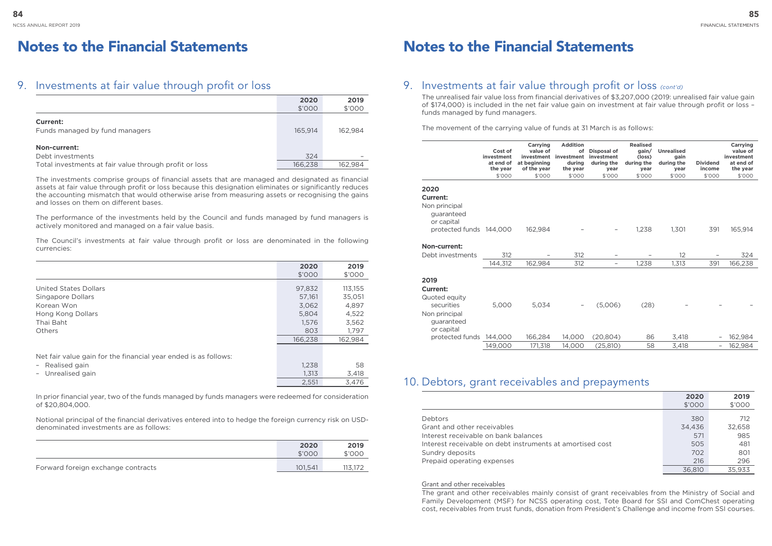# Notes to the Financial Statements

## 9. Investments at fair value through profit or loss

| | 2020 $'000 | 2019 $'000 |
|---|---|---|
| **Current:** | | |
| Funds managed by fund managers | 165,914 | 162,984 |
| **Non-current:** | | |
| Debt investments | 324 | – |
| Total investments at fair value through profit or loss | 166,238 | 162,984 |

The investments comprise groups of financial assets that are managed and designated as financial assets at fair value through profit or loss because this designation eliminates or significantly reduces the accounting mismatch that would otherwise arise from measuring assets or recognising the gains and losses on them on different bases.

The performance of the investments held by the Council and funds managed by fund managers is actively monitored and managed on a fair value basis.

The Council's investments at fair value through profit or loss are denominated in the following currencies:

| | 2020 $'000 | 2019 $'000 |
|---|---|---|
| United States Dollars | 97,832 | 113,155 |
| Singapore Dollars | 57,161 | 35,051 |
| Korean Won | 3,062 | 4,897 |
| Hong Kong Dollars | 5,804 | 4,522 |
| Thai Baht | 1,576 | 3,562 |
| Others | 803 | 1,797 |
| | 166,238 | 162,984 |
| Net fair value gain for the financial year ended is as follows: | | |
| – Realised gain | 1,238 | 58 |
| – Unrealised gain | 1,313 | 3,418 |
| | 2,551 | 3,476 |

In prior financial year, two of the funds managed by funds managers were redeemed for consideration of $20,804,000.

Notional principal of the financial derivatives entered into to hedge the foreign currency risk on USD-denominated investments are as follows:

| | 2020 $'000 | 2019 $'000 |
|---|---|---|
| Forward foreign exchange contracts | 101,541 | 113,172 |

## 9. Investments at fair value through profit or loss *(cont'd)*

The unrealised fair value loss from financial derivatives of $3,207,000 (2019: unrealised fair value gain of $174,000) is included in the net fair value gain on investment at fair value through profit or loss – funds managed by fund managers.

The movement of the carrying value of funds at 31 March is as follows:

| | Cost of investment at end of the year $'000 | Carrying value of investment at beginning of the year $'000 | Addition of investment during the year $'000 | Disposal of investment during the year $'000 | Realised gain/ (loss) during the year $'000 | Unrealised gain during the year $'000 | Dividend income $'000 | Carrying value of investment at end of the year $'000 |
|---|---|---|---|---|---|---|---|---|
| **2020** | | | | | | | | |
| **Current:** | | | | | | | | |
| Non principal guaranteed or capital protected funds | 144,000 | 162,984 | – | – | 1,238 | 1,301 | 391 | 165,914 |
| **Non-current:** | | | | | | | | |
| Debt investments | 312 | – | 312 | – | – | 12 | – | 324 |
| | 144,312 | 162,984 | 312 | – | 1,238 | 1,313 | 391 | 166,238 |
| **2019** | | | | | | | | |
| **Current:** | | | | | | | | |
| Quoted equity securities | 5,000 | 5,034 | – | (5,006) | (28) | – | – | – |
| Non principal guaranteed or capital protected funds | 144,000 | 166,284 | 14,000 | (20,804) | 86 | 3,418 | – | 162,984 |
| | 149,000 | 171,318 | 14,000 | (25,810) | 58 | 3,418 | – | 162,984 |

## 10. Debtors, grant receivables and prepayments

| | 2020 $'000 | 2019 $'000 |
|---|---|---|
| Debtors | 380 | 712 |
| Grant and other receivables | 34,436 | 32,658 |
| Interest receivable on bank balances | 571 | 985 |
| Interest receivable on debt instruments at amortised cost | 505 | 481 |
| Sundry deposits | 702 | 801 |
| Prepaid operating expenses | 216 | 296 |
| | 36,810 | 35,933 |

Grant and other receivables

The grant and other receivables mainly consist of grant receivables from the Ministry of Social and Family Development (MSF) for NCSS operating cost, Tote Board for SSI and ComChest operating cost, receivables from trust funds, donation from President's Challenge and income from SSI courses.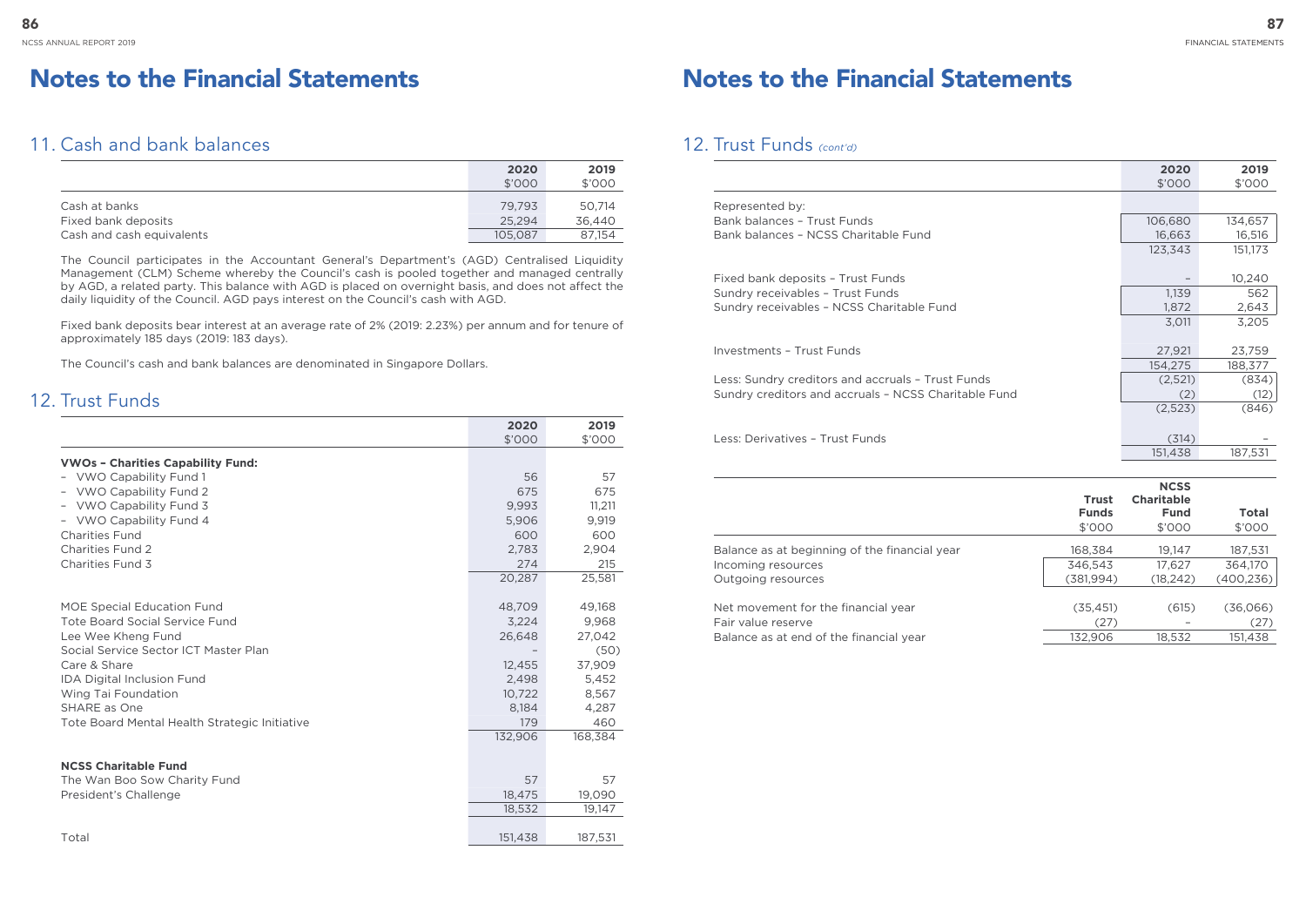# Notes to the Financial Statements

## 11. Cash and bank balances

| | 2020<br>$'000 | 2019<br>$'000 |
|---|---|---|
| Cash at banks | 79,793 | 50,714 |
| Fixed bank deposits | 25,294 | 36,440 |
| Cash and cash equivalents | 105,087 | 87,154 |

The Council participates in the Accountant General's Department's (AGD) Centralised Liquidity Management (CLM) Scheme whereby the Council's cash is pooled together and managed centrally by AGD, a related party. This balance with AGD is placed on overnight basis, and does not affect the daily liquidity of the Council. AGD pays interest on the Council's cash with AGD.

Fixed bank deposits bear interest at an average rate of 2% (2019: 2.23%) per annum and for tenure of approximately 185 days (2019: 183 days).

The Council's cash and bank balances are denominated in Singapore Dollars.

## 12. Trust Funds

| | 2020<br>$'000 | 2019<br>$'000 |
|---|---|---|
| **VWOs – Charities Capability Fund:** | | |
| – VWO Capability Fund 1 | 56 | 57 |
| – VWO Capability Fund 2 | 675 | 675 |
| – VWO Capability Fund 3 | 9,993 | 11,211 |
| – VWO Capability Fund 4 | 5,906 | 9,919 |
| Charities Fund | 600 | 600 |
| Charities Fund 2 | 2,783 | 2,904 |
| Charities Fund 3 | 274 | 215 |
| | 20,287 | 25,581 |
| | | |
| MOE Special Education Fund | 48,709 | 49,168 |
| Tote Board Social Service Fund | 3,224 | 9,968 |
| Lee Wee Kheng Fund | 26,648 | 27,042 |
| Social Service Sector ICT Master Plan | – | (50) |
| Care & Share | 12,455 | 37,909 |
| IDA Digital Inclusion Fund | 2,498 | 5,452 |
| Wing Tai Foundation | 10,722 | 8,567 |
| SHARE as One | 8,184 | 4,287 |
| Tote Board Mental Health Strategic Initiative | 179 | 460 |
| | 132,906 | 168,384 |
| | | |
| **NCSS Charitable Fund** | | |
| The Wan Boo Sow Charity Fund | 57 | 57 |
| President's Challenge | 18,475 | 19,090 |
| | 18,532 | 19,147 |
| | | |
| Total | 151,438 | 187,531 |

## 12. Trust Funds *(cont'd)*

| | 2020<br>$'000 | 2019<br>$'000 |
|---|---|---|
| Represented by: | | |
| Bank balances – Trust Funds | 106,680 | 134,657 |
| Bank balances – NCSS Charitable Fund | 16,663 | 16,516 |
| | 123,343 | 151,173 |
| | | |
| Fixed bank deposits – Trust Funds | – | 10,240 |
| Sundry receivables – Trust Funds | 1,139 | 562 |
| Sundry receivables – NCSS Charitable Fund | 1,872 | 2,643 |
| | 3,011 | 3,205 |
| | | |
| Investments – Trust Funds | 27,921 | 23,759 |
| | 154,275 | 188,377 |
| Less: Sundry creditors and accruals – Trust Funds | (2,521) | (834) |
| Sundry creditors and accruals – NCSS Charitable Fund | (2) | (12) |
| | (2,523) | (846) |
| | | |
| Less: Derivatives – Trust Funds | (314) | – |
| | 151,438 | 187,531 |

| | Trust Funds<br>$'000 | NCSS Charitable Fund<br>$'000 | Total<br>$'000 |
|---|---|---|---|
| Balance as at beginning of the financial year | 168,384 | 19,147 | 187,531 |
| Incoming resources | 346,543 | 17,627 | 364,170 |
| Outgoing resources | (381,994) | (18,242) | (400,236) |
| | | | |
| Net movement for the financial year | (35,451) | (615) | (36,066) |
| Fair value reserve | (27) | – | (27) |
| Balance as at end of the financial year | 132,906 | 18,532 | 151,438 |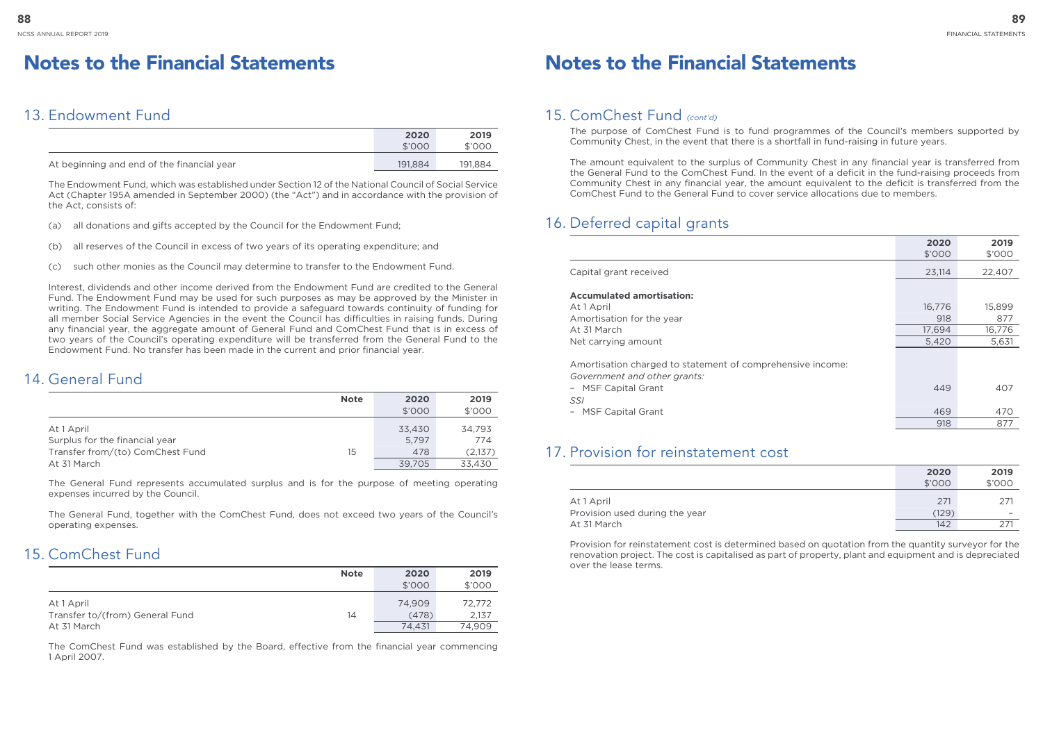# Notes to the Financial Statements

## 13. Endowment Fund

| | 2020<br>$'000 | 2019<br>$'000 |
|---|---|---|
| At beginning and end of the financial year | 191,884 | 191,884 |

The Endowment Fund, which was established under Section 12 of the National Council of Social Service Act (Chapter 195A amended in September 2000) (the "Act") and in accordance with the provision of the Act, consists of:

(a) all donations and gifts accepted by the Council for the Endowment Fund;

(b) all reserves of the Council in excess of two years of its operating expenditure; and

(c) such other monies as the Council may determine to transfer to the Endowment Fund.

Interest, dividends and other income derived from the Endowment Fund are credited to the General Fund. The Endowment Fund may be used for such purposes as may be approved by the Minister in writing. The Endowment Fund is intended to provide a safeguard towards continuity of funding for all member Social Service Agencies in the event the Council has difficulties in raising funds. During any financial year, the aggregate amount of General Fund and ComChest Fund that is in excess of two years of the Council's operating expenditure will be transferred from the General Fund to the Endowment Fund. No transfer has been made in the current and prior financial year.

## 14. General Fund

| | Note | 2020<br>$'000 | 2019<br>$'000 |
|---|---|---|---|
| At 1 April | | 33,430 | 34,793 |
| Surplus for the financial year | | 5,797 | 774 |
| Transfer from/(to) ComChest Fund | 15 | 478 | (2,137) |
| At 31 March | | 39,705 | 33,430 |

The General Fund represents accumulated surplus and is for the purpose of meeting operating expenses incurred by the Council.

The General Fund, together with the ComChest Fund, does not exceed two years of the Council's operating expenses.

## 15. ComChest Fund

| | Note | 2020<br>$'000 | 2019<br>$'000 |
|---|---|---|---|
| At 1 April | | 74,909 | 72,772 |
| Transfer to/(from) General Fund | 14 | (478) | 2,137 |
| At 31 March | | 74,431 | 74,909 |

The ComChest Fund was established by the Board, effective from the financial year commencing 1 April 2007.

## 15. ComChest Fund *(cont'd)*

The purpose of ComChest Fund is to fund programmes of the Council's members supported by Community Chest, in the event that there is a shortfall in fund-raising in future years.

The amount equivalent to the surplus of Community Chest in any financial year is transferred from the General Fund to the ComChest Fund. In the event of a deficit in the fund-raising proceeds from Community Chest in any financial year, the amount equivalent to the deficit is transferred from the ComChest Fund to the General Fund to cover service allocations due to members.

## 16. Deferred capital grants

| | 2020<br>$'000 | 2019<br>$'000 |
|---|---|---|
| Capital grant received | 23,114 | 22,407 |
| | | |
| **Accumulated amortisation:** | | |
| At 1 April | 16,776 | 15,899 |
| Amortisation for the year | 918 | 877 |
| At 31 March | 17,694 | 16,776 |
| Net carrying amount | 5,420 | 5,631 |
| | | |
| Amortisation charged to statement of comprehensive income: | | |
| *Government and other grants:* | | |
| – MSF Capital Grant | 449 | 407 |
| *SSI* | | |
| – MSF Capital Grant | 469 | 470 |
| | 918 | 877 |

## 17. Provision for reinstatement cost

| | 2020<br>$'000 | 2019<br>$'000 |
|---|---|---|
| At 1 April | 271 | 271 |
| Provision used during the year | (129) | – |
| At 31 March | 142 | 271 |

Provision for reinstatement cost is determined based on quotation from the quantity surveyor for the renovation project. The cost is capitalised as part of property, plant and equipment and is depreciated over the lease terms.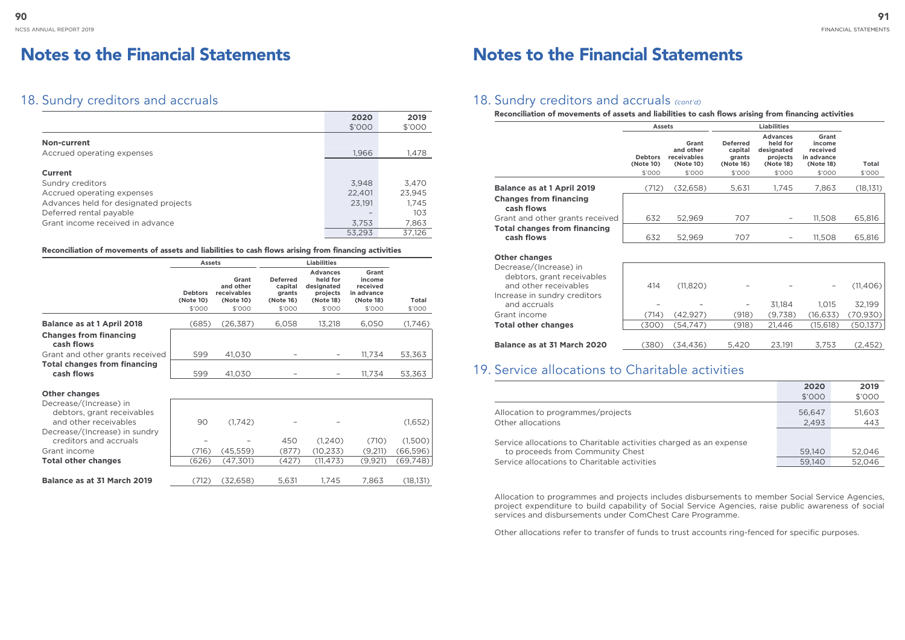# Notes to the Financial Statements

## 18. Sundry creditors and accruals

| | 2020 $'000 | 2019 $'000 |
|---|---|---|
| **Non-current** | | |
| Accrued operating expenses | 1,966 | 1,478 |
| **Current** | | |
| Sundry creditors | 3,948 | 3,470 |
| Accrued operating expenses | 22,401 | 23,945 |
| Advances held for designated projects | 23,191 | 1,745 |
| Deferred rental payable | – | 103 |
| Grant income received in advance | 3,753 | 7,863 |
| | 53,293 | 37,126 |

**Reconciliation of movements of assets and liabilities to cash flows arising from financing activities**

| | Assets | | Liabilities | | | |
|---|---|---|---|---|---|---|
| | Debtors (Note 10) $'000 | Grant and other receivables (Note 10) $'000 | Deferred capital grants (Note 16) $'000 | Advances held for designated projects (Note 18) $'000 | Grant income received in advance (Note 18) $'000 | Total $'000 |
| **Balance as at 1 April 2018** | (685) | (26,387) | 6,058 | 13,218 | 6,050 | (1,746) |
| **Changes from financing cash flows** | | | | | | |
| Grant and other grants received | 599 | 41,030 | – | – | 11,734 | 53,363 |
| **Total changes from financing cash flows** | 599 | 41,030 | – | – | 11,734 | 53,363 |
| **Other changes** | | | | | | |
| Decrease/(Increase) in debtors, grant receivables and other receivables | 90 | (1,742) | – | – | | (1,652) |
| Decrease/(Increase) in sundry creditors and accruals | – | – | 450 | (1,240) | (710) | (1,500) |
| Grant income | (716) | (45,559) | (877) | (10,233) | (9,211) | (66,596) |
| **Total other changes** | (626) | (47,301) | (427) | (11,473) | (9,921) | (69,748) |
| **Balance as at 31 March 2019** | (712) | (32,658) | 5,631 | 1,745 | 7,863 | (18,131) |

## 18. Sundry creditors and accruals *(cont'd)*

**Reconciliation of movements of assets and liabilities to cash flows arising from financing activities**

| | Assets | | Liabilities | | | |
|---|---|---|---|---|---|---|
| | Debtors (Note 10) $'000 | Grant and other receivables (Note 10) $'000 | Deferred capital grants (Note 16) $'000 | Advances held for designated projects (Note 18) $'000 | Grant income received in advance (Note 18) $'000 | Total $'000 |
| **Balance as at 1 April 2019** | (712) | (32,658) | 5,631 | 1,745 | 7,863 | (18,131) |
| **Changes from financing cash flows** | | | | | | |
| Grant and other grants received | 632 | 52,969 | 707 | – | 11,508 | 65,816 |
| **Total changes from financing cash flows** | 632 | 52,969 | 707 | – | 11,508 | 65,816 |
| **Other changes** | | | | | | |
| Decrease/(Increase) in debtors, grant receivables and other receivables | 414 | (11,820) | – | – | – | (11,406) |
| Increase in sundry creditors and accruals | – | – | – | 31,184 | 1,015 | 32,199 |
| Grant income | (714) | (42,927) | (918) | (9,738) | (16,633) | (70,930) |
| **Total other changes** | (300) | (54,747) | (918) | 21,446 | (15,618) | (50,137) |
| **Balance as at 31 March 2020** | (380) | (34,436) | 5,420 | 23,191 | 3,753 | (2,452) |

## 19. Service allocations to Charitable activities

| | 2020 $'000 | 2019 $'000 |
|---|---|---|
| Allocation to programmes/projects | 56,647 | 51,603 |
| Other allocations | 2,493 | 443 |
| Service allocations to Charitable activities charged as an expense to proceeds from Community Chest | 59,140 | 52,046 |
| Service allocations to Charitable activities | 59,140 | 52,046 |

Allocation to programmes and projects includes disbursements to member Social Service Agencies, project expenditure to build capability of Social Service Agencies, raise public awareness of social services and disbursements under ComChest Care Programme.

Other allocations refer to transfer of funds to trust accounts ring-fenced for specific purposes.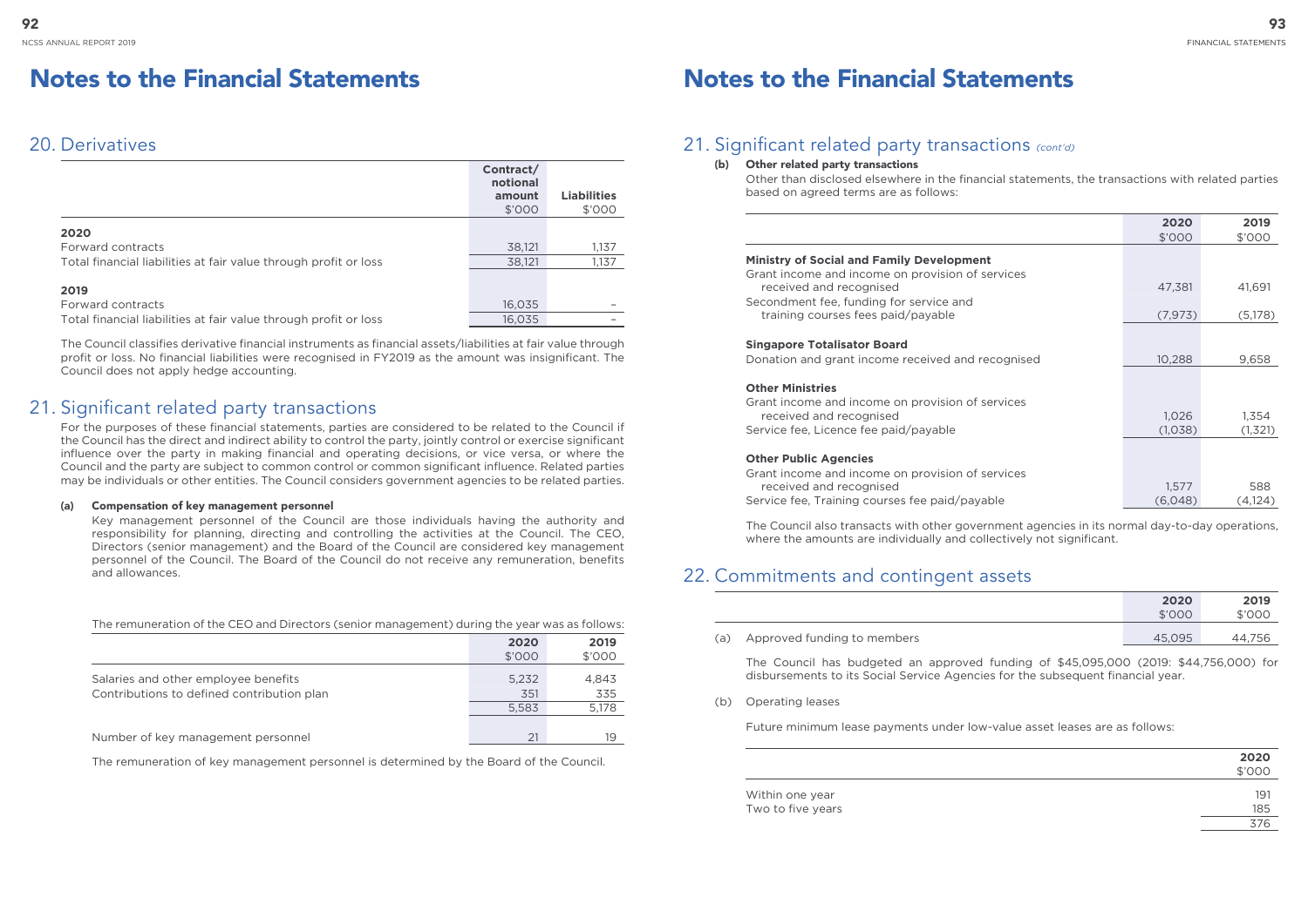# Notes to the Financial Statements

## 20. Derivatives

| | Contract/ notional amount $'000 | Liabilities $'000 |
|---|---|---|
| **2020** | | |
| Forward contracts | 38,121 | 1,137 |
| Total financial liabilities at fair value through profit or loss | 38,121 | 1,137 |
| **2019** | | |
| Forward contracts | 16,035 | – |
| Total financial liabilities at fair value through profit or loss | 16,035 | – |

The Council classifies derivative financial instruments as financial assets/liabilities at fair value through profit or loss. No financial liabilities were recognised in FY2019 as the amount was insignificant. The Council does not apply hedge accounting.

## 21. Significant related party transactions

For the purposes of these financial statements, parties are considered to be related to the Council if the Council has the direct and indirect ability to control the party, jointly control or exercise significant influence over the party in making financial and operating decisions, or vice versa, or where the Council and the party are subject to common control or common significant influence. Related parties may be individuals or other entities. The Council considers government agencies to be related parties.

### (a) Compensation of key management personnel

Key management personnel of the Council are those individuals having the authority and responsibility for planning, directing and controlling the activities at the Council. The CEO, Directors (senior management) and the Board of the Council are considered key management personnel of the Council. The Board of the Council do not receive any remuneration, benefits and allowances.

The remuneration of the CEO and Directors (senior management) during the year was as follows:

| | 2020 $'000 | 2019 $'000 |
|---|---|---|
| Salaries and other employee benefits | 5,232 | 4,843 |
| Contributions to defined contribution plan | 351 | 335 |
| | 5,583 | 5,178 |
| Number of key management personnel | 21 | 19 |

The remuneration of key management personnel is determined by the Board of the Council.

# Notes to the Financial Statements

## 21. Significant related party transactions *(cont'd)*

### (b) Other related party transactions

Other than disclosed elsewhere in the financial statements, the transactions with related parties based on agreed terms are as follows:

| | 2020 $'000 | 2019 $'000 |
|---|---|---|
| **Ministry of Social and Family Development** | | |
| Grant income and income on provision of services received and recognised | 47,381 | 41,691 |
| Secondment fee, funding for service and training courses fees paid/payable | (7,973) | (5,178) |
| **Singapore Totalisator Board** | | |
| Donation and grant income received and recognised | 10,288 | 9,658 |
| **Other Ministries** | | |
| Grant income and income on provision of services received and recognised | 1,026 | 1,354 |
| Service fee, Licence fee paid/payable | (1,038) | (1,321) |
| **Other Public Agencies** | | |
| Grant income and income on provision of services received and recognised | 1,577 | 588 |
| Service fee, Training courses fee paid/payable | (6,048) | (4,124) |

The Council also transacts with other government agencies in its normal day-to-day operations, where the amounts are individually and collectively not significant.

## 22. Commitments and contingent assets

| | | 2020 $'000 | 2019 $'000 |
|---|---|---|---|
| (a) | Approved funding to members | 45,095 | 44,756 |

The Council has budgeted an approved funding of $45,095,000 (2019: $44,756,000) for disbursements to its Social Service Agencies for the subsequent financial year.

(b) Operating leases

Future minimum lease payments under low-value asset leases are as follows:

| | 2020 $'000 |
|---|---|
| Within one year | 191 |
| Two to five years | 185 |
| | 376 |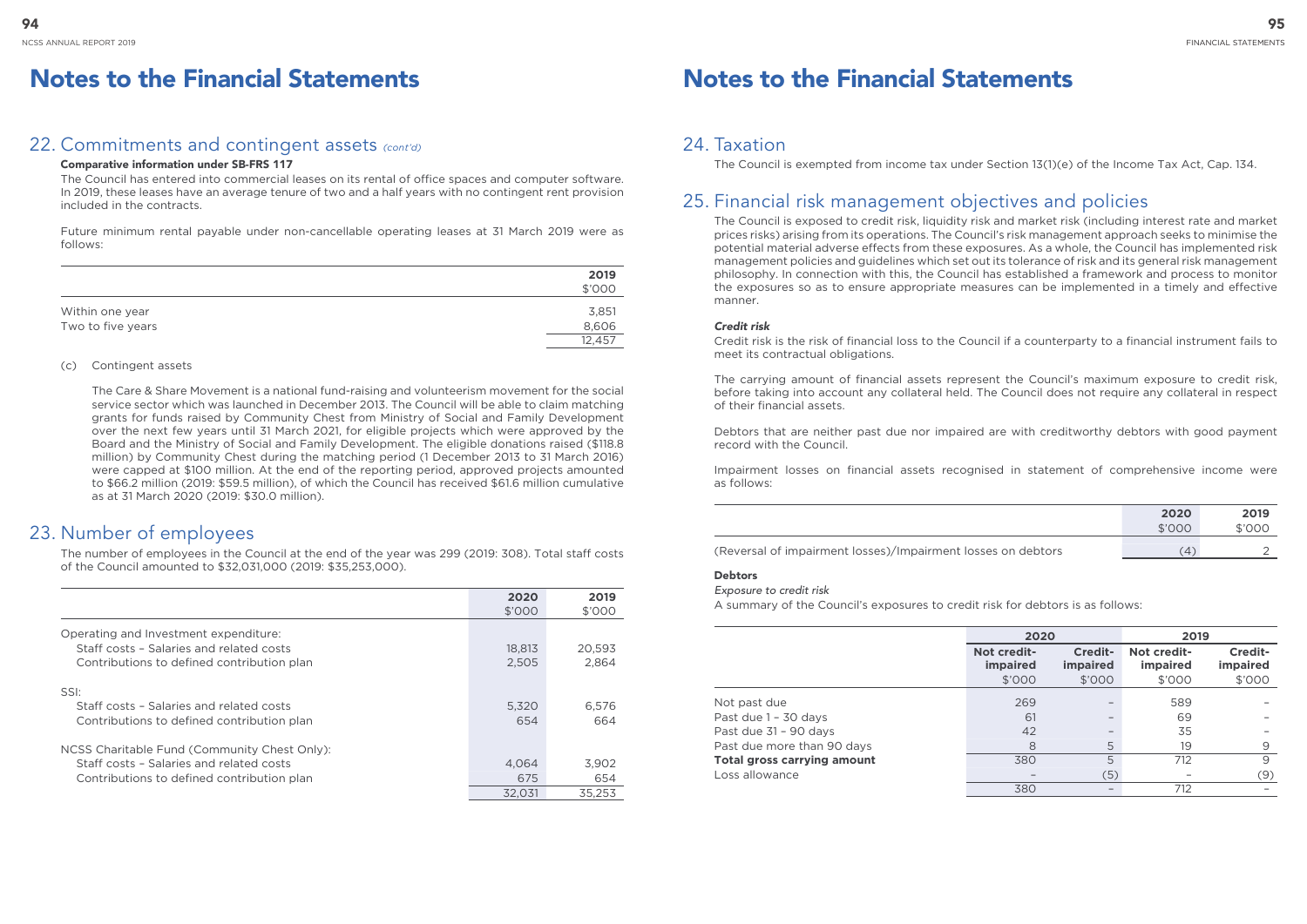# Notes to the Financial Statements

## 22. Commitments and contingent assets *(cont'd)*

**Comparative information under SB-FRS 117**

The Council has entered into commercial leases on its rental of office spaces and computer software. In 2019, these leases have an average tenure of two and a half years with no contingent rent provision included in the contracts.

Future minimum rental payable under non-cancellable operating leases at 31 March 2019 were as follows:

| | 2019<br>$'000 |
|---|---|
| Within one year | 3,851 |
| Two to five years | 8,606 |
| | 12,457 |

(c) Contingent assets

The Care & Share Movement is a national fund-raising and volunteerism movement for the social service sector which was launched in December 2013. The Council will be able to claim matching grants for funds raised by Community Chest from Ministry of Social and Family Development over the next few years until 31 March 2021, for eligible projects which were approved by the Board and the Ministry of Social and Family Development. The eligible donations raised ($118.8 million) by Community Chest during the matching period (1 December 2013 to 31 March 2016) were capped at $100 million. At the end of the reporting period, approved projects amounted to $66.2 million (2019: $59.5 million), of which the Council has received $61.6 million cumulative as at 31 March 2020 (2019: $30.0 million).

## 23. Number of employees

The number of employees in the Council at the end of the year was 299 (2019: 308). Total staff costs of the Council amounted to $32,031,000 (2019: $35,253,000).

| | 2020<br>$'000 | 2019<br>$'000 |
|---|---|---|
| Operating and Investment expenditure: | | |
| Staff costs – Salaries and related costs | 18,813 | 20,593 |
| Contributions to defined contribution plan | 2,505 | 2,864 |
| SSI: | | |
| Staff costs – Salaries and related costs | 5,320 | 6,576 |
| Contributions to defined contribution plan | 654 | 664 |
| NCSS Charitable Fund (Community Chest Only): | | |
| Staff costs – Salaries and related costs | 4,064 | 3,902 |
| Contributions to defined contribution plan | 675 | 654 |
| | 32,031 | 35,253 |

# Notes to the Financial Statements

## 24. Taxation

The Council is exempted from income tax under Section 13(1)(e) of the Income Tax Act, Cap. 134.

## 25. Financial risk management objectives and policies

The Council is exposed to credit risk, liquidity risk and market risk (including interest rate and market prices risks) arising from its operations. The Council's risk management approach seeks to minimise the potential material adverse effects from these exposures. As a whole, the Council has implemented risk management policies and guidelines which set out its tolerance of risk and its general risk management philosophy. In connection with this, the Council has established a framework and process to monitor the exposures so as to ensure appropriate measures can be implemented in a timely and effective manner.

***Credit risk***

Credit risk is the risk of financial loss to the Council if a counterparty to a financial instrument fails to meet its contractual obligations.

The carrying amount of financial assets represent the Council's maximum exposure to credit risk, before taking into account any collateral held. The Council does not require any collateral in respect of their financial assets.

Debtors that are neither past due nor impaired are with creditworthy debtors with good payment record with the Council.

Impairment losses on financial assets recognised in statement of comprehensive income were as follows:

| | 2020<br>$'000 | 2019<br>$'000 |
|---|---|---|
| (Reversal of impairment losses)/Impairment losses on debtors | (4) | 2 |

**Debtors**

*Exposure to credit risk*

A summary of the Council's exposures to credit risk for debtors is as follows:

| | 2020 | | 2019 | |
|---|---|---|---|---|
| | Not credit-impaired<br>$'000 | Credit-impaired<br>$'000 | Not credit-impaired<br>$'000 | Credit-impaired<br>$'000 |
| Not past due | 269 | – | 589 | – |
| Past due 1 – 30 days | 61 | – | 69 | – |
| Past due 31 – 90 days | 42 | – | 35 | – |
| Past due more than 90 days | 8 | 5 | 19 | 9 |
| **Total gross carrying amount** | 380 | 5 | 712 | 9 |
| Loss allowance | – | (5) | – | (9) |
| | 380 | – | 712 | – |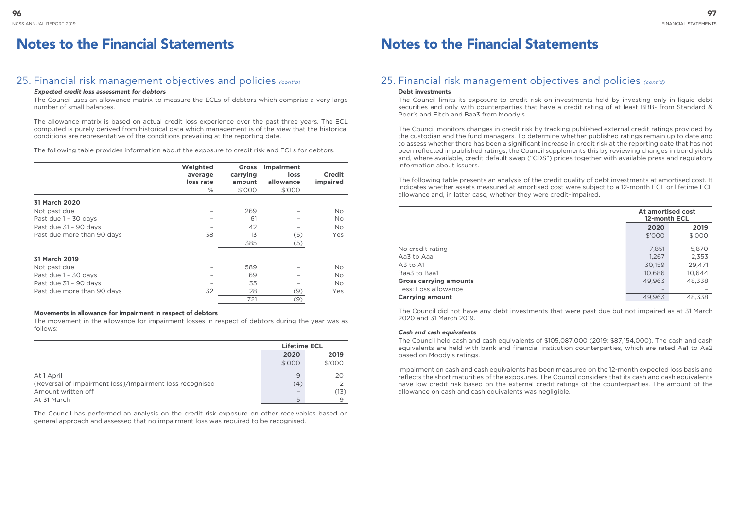# Notes to the Financial Statements

## 25. Financial risk management objectives and policies *(cont'd)*

***Expected credit loss assessment for debtors***

The Council uses an allowance matrix to measure the ECLs of debtors which comprise a very large number of small balances.

The allowance matrix is based on actual credit loss experience over the past three years. The ECL computed is purely derived from historical data which management is of the view that the historical conditions are representative of the conditions prevailing at the reporting date.

The following table provides information about the exposure to credit risk and ECLs for debtors.

| | Weighted average loss rate | Gross carrying amount | Impairment loss allowance | Credit impaired |
|---|---|---|---|---|
| | % | $'000 | $'000 | |
| **31 March 2020** | | | | |
| Not past due | – | 269 | – | No |
| Past due 1 – 30 days | – | 61 | – | No |
| Past due 31 – 90 days | – | 42 | – | No |
| Past due more than 90 days | 38 | 13 | (5) | Yes |
| | | 385 | (5) | |
| **31 March 2019** | | | | |
| Not past due | – | 589 | – | No |
| Past due 1 – 30 days | – | 69 | – | No |
| Past due 31 – 90 days | – | 35 | – | No |
| Past due more than 90 days | 32 | 28 | (9) | Yes |
| | | 721 | (9) | |

**Movements in allowance for impairment in respect of debtors**

The movement in the allowance for impairment losses in respect of debtors during the year was as follows:

| | Lifetime ECL | |
|---|---|---|
| | **2020** | **2019** |
| | $'000 | $'000 |
| At 1 April | 9 | 20 |
| (Reversal of impairment loss)/Impairment loss recognised | (4) | 2 |
| Amount written off | – | (13) |
| At 31 March | 5 | 9 |

The Council has performed an analysis on the credit risk exposure on other receivables based on general approach and assessed that no impairment loss was required to be recognised.

# Notes to the Financial Statements

## 25. Financial risk management objectives and policies *(cont'd)*

**Debt investments**

The Council limits its exposure to credit risk on investments held by investing only in liquid debt securities and only with counterparties that have a credit rating of at least BBB- from Standard & Poor's and Fitch and Baa3 from Moody's.

The Council monitors changes in credit risk by tracking published external credit ratings provided by the custodian and the fund managers. To determine whether published ratings remain up to date and to assess whether there has been a significant increase in credit risk at the reporting date that has not been reflected in published ratings, the Council supplements this by reviewing changes in bond yields and, where available, credit default swap ("CDS") prices together with available press and regulatory information about issuers.

The following table presents an analysis of the credit quality of debt investments at amortised cost. It indicates whether assets measured at amortised cost were subject to a 12-month ECL or lifetime ECL allowance and, in latter case, whether they were credit-impaired.

| | At amortised cost 12-month ECL | |
|---|---|---|
| | **2020** | **2019** |
| | $'000 | $'000 |
| No credit rating | 7,851 | 5,870 |
| Aa3 to Aaa | 1,267 | 2,353 |
| A3 to A1 | 30,159 | 29,471 |
| Baa3 to Baa1 | 10,686 | 10,644 |
| **Gross carrying amounts** | 49,963 | 48,338 |
| Less: Loss allowance | – | – |
| **Carrying amount** | 49,963 | 48,338 |

The Council did not have any debt investments that were past due but not impaired as at 31 March 2020 and 31 March 2019.

***Cash and cash equivalents***

The Council held cash and cash equivalents of $105,087,000 (2019: $87,154,000). The cash and cash equivalents are held with bank and financial institution counterparties, which are rated Aa1 to Aa2 based on Moody's ratings.

Impairment on cash and cash equivalents has been measured on the 12-month expected loss basis and reflects the short maturities of the exposures. The Council considers that its cash and cash equivalents have low credit risk based on the external credit ratings of the counterparties. The amount of the allowance on cash and cash equivalents was negligible.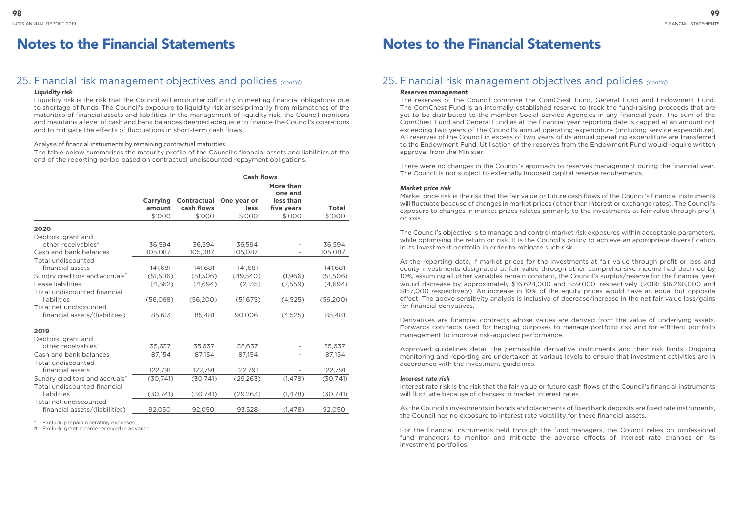# Notes to the Financial Statements

## 25. Financial risk management objectives and policies *(cont'd)*

### *Liquidity risk*

Liquidity risk is the risk that the Council will encounter difficulty in meeting financial obligations due to shortage of funds. The Council's exposure to liquidity risk arises primarily from mismatches of the maturities of financial assets and liabilities. In the management of liquidity risk, the Council monitors and maintains a level of cash and bank balances deemed adequate to finance the Council's operations and to mitigate the effects of fluctuations in short-term cash flows.

Analysis of financial instruments by remaining contractual maturities

The table below summarises the maturity profile of the Council's financial assets and liabilities at the end of the reporting period based on contractual undiscounted repayment obligations.

| | | Cash flows | | | |
|---|---|---|---|---|---|
| | Carrying amount | Contractual cash flows | One year or less | More than one and less than five years | Total |
| | $'000 | $'000 | $'000 | $'000 | $'000 |
| **2020** | | | | | |
| Debtors, grant and other receivables* | 36,594 | 36,594 | 36,594 | – | 36,594 |
| Cash and bank balances | 105,087 | 105,087 | 105,087 | – | 105,087 |
| Total undiscounted financial assets | 141,681 | 141,681 | 141,681 | – | 141,681 |
| Sundry creditors and accruals# | (51,506) | (51,506) | (49,540) | (1,966) | (51,506) |
| Lease liabilities | (4,562) | (4,694) | (2,135) | (2,559) | (4,694) |
| Total undiscounted financial liabilities | (56,068) | (56,200) | (51,675) | (4,525) | (56,200) |
| Total net undiscounted financial assets/(liabilities) | 85,613 | 85,481 | 90,006 | (4,525) | 85,481 |
| **2019** | | | | | |
| Debtors, grant and other receivables* | 35,637 | 35,637 | 35,637 | – | 35,637 |
| Cash and bank balances | 87,154 | 87,154 | 87,154 | – | 87,154 |
| Total undiscounted financial assets | 122,791 | 122,791 | 122,791 | – | 122,791 |
| Sundry creditors and accruals# | (30,741) | (30,741) | (29,263) | (1,478) | (30,741) |
| Total undiscounted financial liabilities | (30,741) | (30,741) | (29,263) | (1,478) | (30,741) |
| Total net undiscounted financial assets/(liabilities) | 92,050 | 92,050 | 93,528 | (1,478) | 92,050 |

\* Exclude prepaid operating expenses

\# Exclude grant income received in advance

# Notes to the Financial Statements

## 25. Financial risk management objectives and policies *(cont'd)*

### *Reserves management*

The reserves of the Council comprise the ComChest Fund, General Fund and Endowment Fund. The ComChest Fund is an internally established reserve to track the fund-raising proceeds that are yet to be distributed to the member Social Service Agencies in any financial year. The sum of the ComChest Fund and General Fund as at the financial year reporting date is capped at an amount not exceeding two years of the Council's annual operating expenditure (including service expenditure). All reserves of the Council in excess of two years of its annual operating expenditure are transferred to the Endowment Fund. Utilisation of the reserves from the Endowment Fund would require written approval from the Minister.

There were no changes in the Council's approach to reserves management during the financial year. The Council is not subject to externally imposed capital reserve requirements.

### *Market price risk*

Market price risk is the risk that the fair value or future cash flows of the Council's financial instruments will fluctuate because of changes in market prices (other than interest or exchange rates). The Council's exposure to changes in market prices relates primarily to the investments at fair value through profit or loss.

The Council's objective is to manage and control market risk exposures within acceptable parameters, while optimising the return on risk. It is the Council's policy to achieve an appropriate diversification in its investment portfolio in order to mitigate such risk.

At the reporting date, if market prices for the investments at fair value through profit or loss and equity investments designated at fair value through other comprehensive income had declined by 10%, assuming all other variables remain constant, the Council's surplus/reserve for the financial year would decrease by approximately $16,624,000 and $59,000, respectively (2019: $16,298,000 and $157,000 respectively). An increase in 10% of the equity prices would have an equal but opposite effect. The above sensitivity analysis is inclusive of decrease/increase in the net fair value loss/gains for financial derivatives.

Derivatives are financial contracts whose values are derived from the value of underlying assets. Forwards contracts used for hedging purposes to manage portfolio risk and for efficient portfolio management to improve risk-adjusted performance.

Approved guidelines detail the permissible derivative instruments and their risk limits. Ongoing monitoring and reporting are undertaken at various levels to ensure that investment activities are in accordance with the investment guidelines.

### *Interest rate risk*

Interest rate risk is the risk that the fair value or future cash flows of the Council's financial instruments will fluctuate because of changes in market interest rates.

As the Council's investments in bonds and placements of fixed bank deposits are fixed rate instruments, the Council has no exposure to interest rate volatility for these financial assets.

For the financial instruments held through the fund managers, the Council relies on professional fund managers to monitor and mitigate the adverse effects of interest rate changes on its investment portfolios.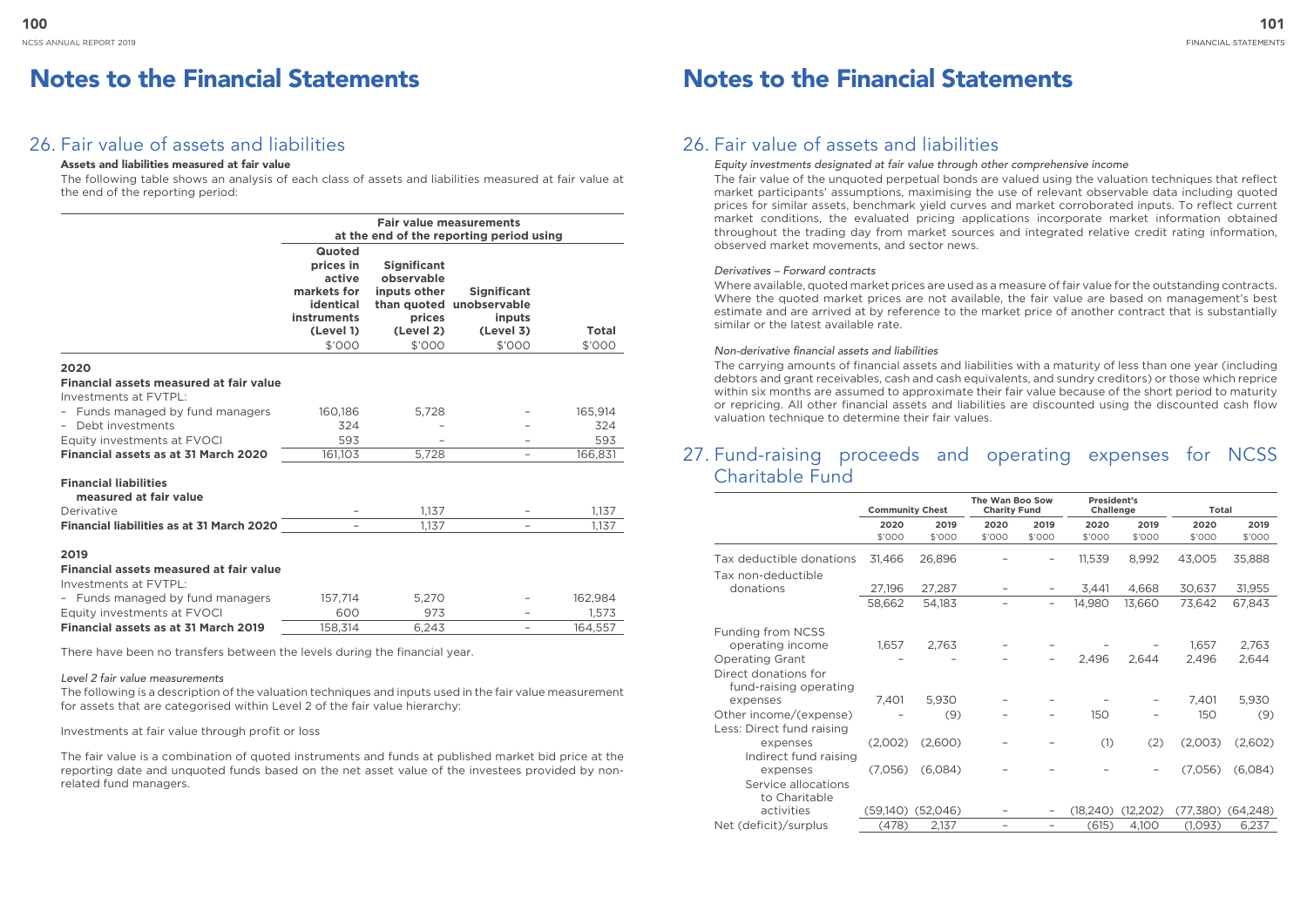# Notes to the Financial Statements

## 26. Fair value of assets and liabilities

**Assets and liabilities measured at fair value**

The following table shows an analysis of each class of assets and liabilities measured at fair value at the end of the reporting period:

| | Fair value measurements at the end of the reporting period using | | | |
|---|---|---|---|---|
| | Quoted prices in active markets for identical instruments (Level 1) | Significant observable inputs other than quoted prices (Level 2) | Significant unobservable inputs (Level 3) | Total |
| | $'000 | $'000 | $'000 | $'000 |
| **2020** | | | | |
| **Financial assets measured at fair value** | | | | |
| Investments at FVTPL: | | | | |
| - Funds managed by fund managers | 160,186 | 5,728 | – | 165,914 |
| - Debt investments | 324 | – | – | 324 |
| Equity investments at FVOCI | 593 | – | – | 593 |
| **Financial assets as at 31 March 2020** | 161,103 | 5,728 | – | 166,831 |
| **Financial liabilities measured at fair value** | | | | |
| Derivative | – | 1,137 | – | 1,137 |
| **Financial liabilities as at 31 March 2020** | – | 1,137 | – | 1,137 |
| **2019** | | | | |
| **Financial assets measured at fair value** | | | | |
| Investments at FVTPL: | | | | |
| - Funds managed by fund managers | 157,714 | 5,270 | – | 162,984 |
| Equity investments at FVOCI | 600 | 973 | – | 1,573 |
| **Financial assets as at 31 March 2019** | 158,314 | 6,243 | – | 164,557 |

There have been no transfers between the levels during the financial year.

*Level 2 fair value measurements*

The following is a description of the valuation techniques and inputs used in the fair value measurement for assets that are categorised within Level 2 of the fair value hierarchy:

Investments at fair value through profit or loss

The fair value is a combination of quoted instruments and funds at published market bid price at the reporting date and unquoted funds based on the net asset value of the investees provided by non-related fund managers.

*Equity investments designated at fair value through other comprehensive income*

The fair value of the unquoted perpetual bonds are valued using the valuation techniques that reflect market participants' assumptions, maximising the use of relevant observable data including quoted prices for similar assets, benchmark yield curves and market corroborated inputs. To reflect current market conditions, the evaluated pricing applications incorporate market information obtained throughout the trading day from market sources and integrated relative credit rating information, observed market movements, and sector news.

*Derivatives – Forward contracts*

Where available, quoted market prices are used as a measure of fair value for the outstanding contracts. Where the quoted market prices are not available, the fair value are based on management's best estimate and are arrived at by reference to the market price of another contract that is substantially similar or the latest available rate.

*Non-derivative financial assets and liabilities*

The carrying amounts of financial assets and liabilities with a maturity of less than one year (including debtors and grant receivables, cash and cash equivalents, and sundry creditors) or those which reprice within six months are assumed to approximate their fair value because of the short period to maturity or repricing. All other financial assets and liabilities are discounted using the discounted cash flow valuation technique to determine their fair values.

## 27. Fund-raising proceeds and operating expenses for NCSS Charitable Fund

| | Community Chest | | The Wan Boo Sow Charity Fund | | President's Challenge | | Total | |
|---|---|---|---|---|---|---|---|---|
| | 2020 | 2019 | 2020 | 2019 | 2020 | 2019 | 2020 | 2019 |
| | $'000 | $'000 | $'000 | $'000 | $'000 | $'000 | $'000 | $'000 |
| Tax deductible donations | 31,466 | 26,896 | – | – | 11,539 | 8,992 | 43,005 | 35,888 |
| Tax non-deductible donations | 27,196 | 27,287 | – | – | 3,441 | 4,668 | 30,637 | 31,955 |
| | 58,662 | 54,183 | – | – | 14,980 | 13,660 | 73,642 | 67,843 |
| Funding from NCSS operating income | 1,657 | 2,763 | – | – | – | – | 1,657 | 2,763 |
| Operating Grant | – | – | – | – | 2,496 | 2,644 | 2,496 | 2,644 |
| Direct donations for fund-raising operating expenses | 7,401 | 5,930 | – | – | – | – | 7,401 | 5,930 |
| Other income/(expense) | – | (9) | – | – | 150 | – | 150 | (9) |
| Less: Direct fund raising expenses | (2,002) | (2,600) | – | – | (1) | (2) | (2,003) | (2,602) |
| Indirect fund raising expenses | (7,056) | (6,084) | – | – | – | – | (7,056) | (6,084) |
| Service allocations to Charitable activities | (59,140) | (52,046) | – | – | (18,240) | (12,202) | (77,380) | (64,248) |
| Net (deficit)/surplus | (478) | 2,137 | – | – | (615) | 4,100 | (1,093) | 6,237 |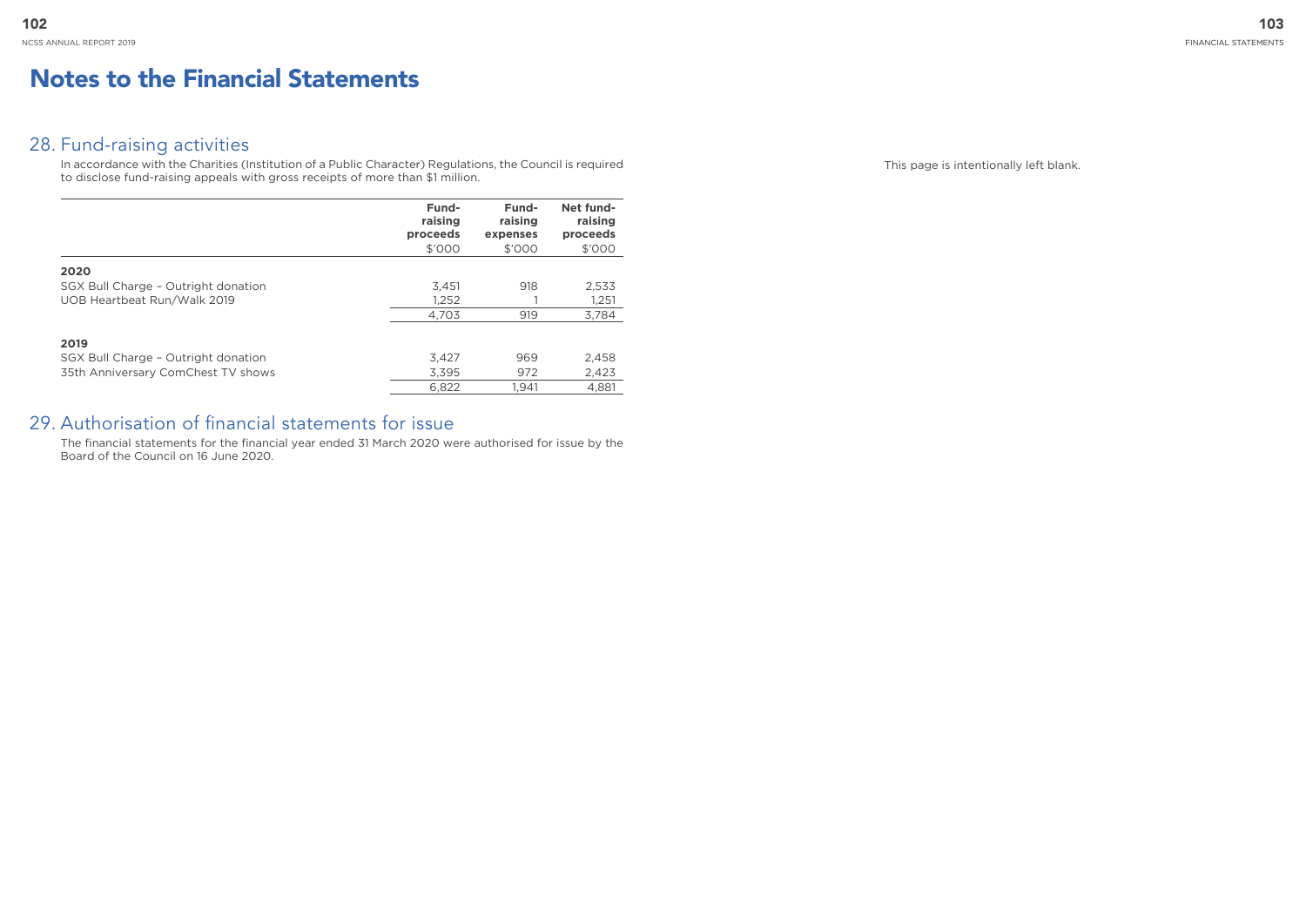# Notes to the Financial Statements

## 28. Fund-raising activities

In accordance with the Charities (Institution of a Public Character) Regulations, the Council is required to disclose fund-raising appeals with gross receipts of more than $1 million.

| | Fund-raising proceeds | Fund-raising expenses | Net fund-raising proceeds |
|---|---|---|---|
| | $'000 | $'000 | $'000 |
| **2020** | | | |
| SGX Bull Charge – Outright donation | 3,451 | 918 | 2,533 |
| UOB Heartbeat Run/Walk 2019 | 1,252 | 1 | 1,251 |
| | 4,703 | 919 | 3,784 |
| **2019** | | | |
| SGX Bull Charge – Outright donation | 3,427 | 969 | 2,458 |
| 35th Anniversary ComChest TV shows | 3,395 | 972 | 2,423 |
| | 6,822 | 1,941 | 4,881 |

## 29. Authorisation of financial statements for issue

The financial statements for the financial year ended 31 March 2020 were authorised for issue by the Board of the Council on 16 June 2020.

This page is intentionally left blank.